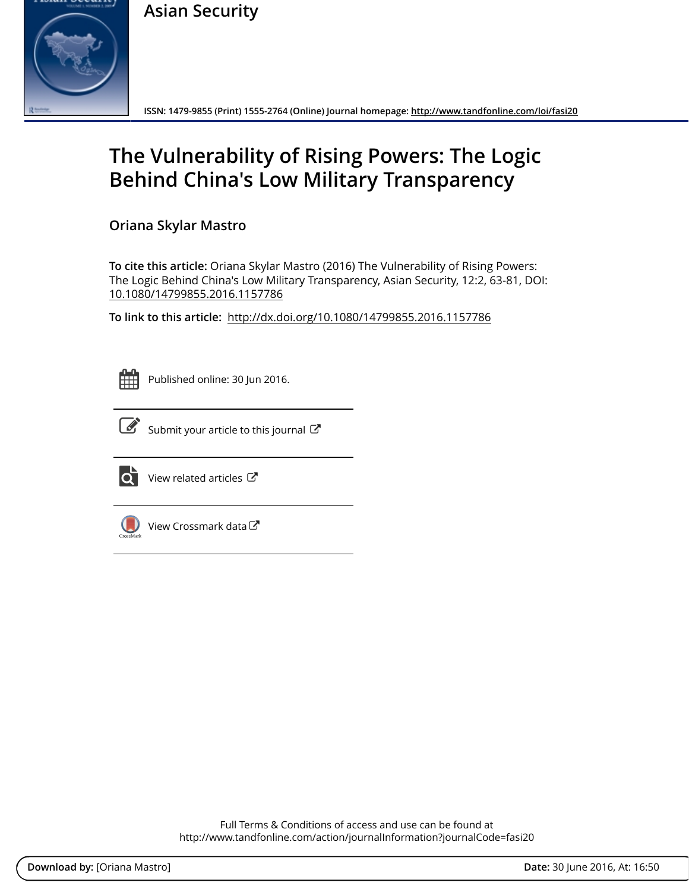Asian Security

ISSN: 1479-9855 (Print) 1555-2764 (Online) Journal homepage: http://www.tandfonline.com/loi/fasi20

# The Vulnerability of Rising Powers: The Logic Behind China's Low Military Transparency

## Oriana Skylar Mastro

**To cite this article:** Oriana Skylar Mastro (2016) The Vulnerability of Rising Powers: The Logic Behind China's Low Military Transparency, Asian Security, 12:2, 63-81, DOI: 10.1080/14799855.2016.1157786

**To link to this article:** http://dx.doi.org/10.1080/14799855.2016.1157786

Published online: 30 Jun 2016.

Submit your article to this journal

View related articles

View Crossmark data

Full Terms & Conditions of access and use can be found at
http://www.tandfonline.com/action/journalInformation?journalCode=fasi20

**Download by:** [Oriana Mastro] **Date:** 30 June 2016, At: 16:50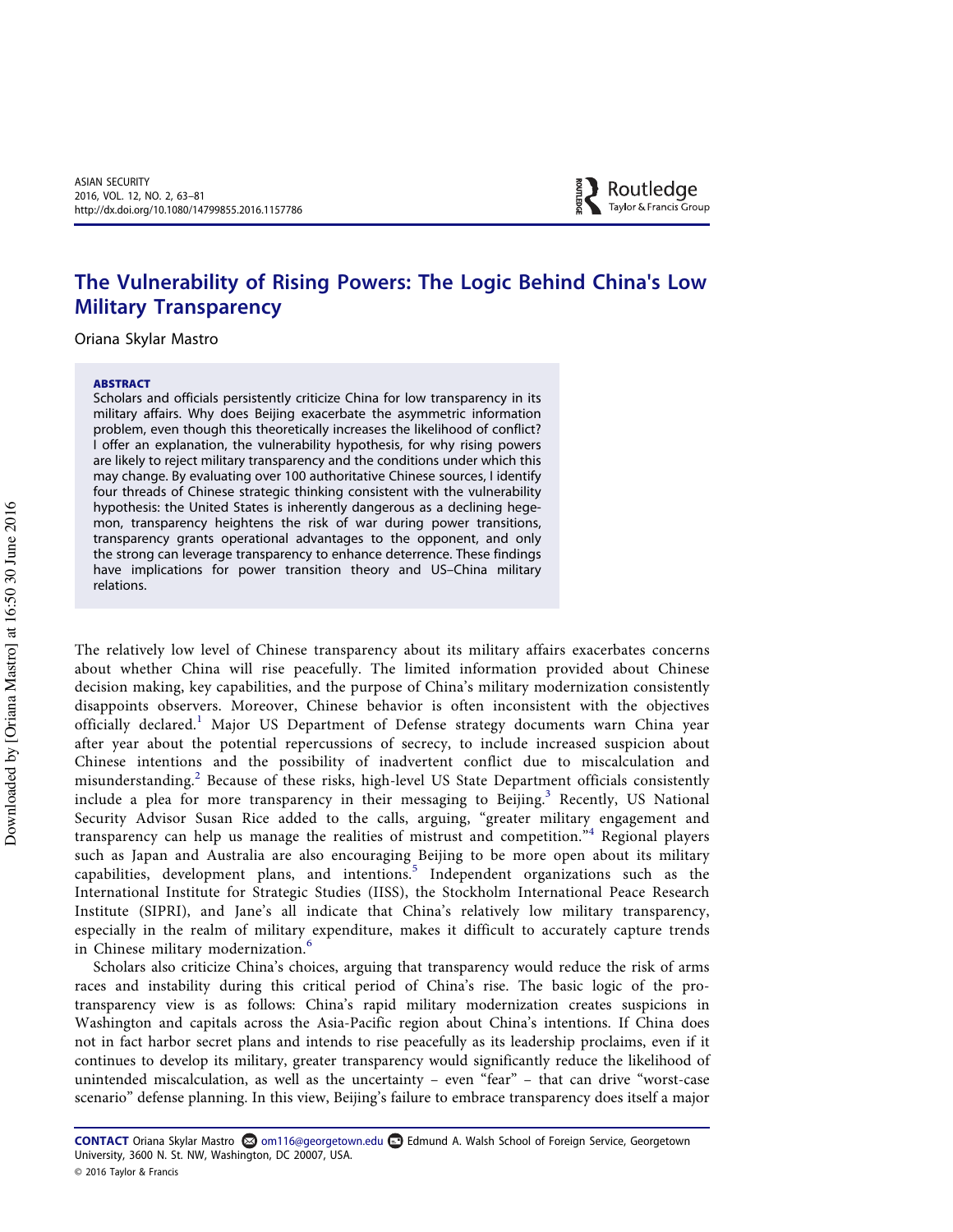# The Vulnerability of Rising Powers: The Logic Behind China's Low Military Transparency

Oriana Skylar Mastro

**ABSTRACT**

Scholars and officials persistently criticize China for low transparency in its military affairs. Why does Beijing exacerbate the asymmetric information problem, even though this theoretically increases the likelihood of conflict? I offer an explanation, the vulnerability hypothesis, for why rising powers are likely to reject military transparency and the conditions under which this may change. By evaluating over 100 authoritative Chinese sources, I identify four threads of Chinese strategic thinking consistent with the vulnerability hypothesis: the United States is inherently dangerous as a declining hegemon, transparency heightens the risk of war during power transitions, transparency grants operational advantages to the opponent, and only the strong can leverage transparency to enhance deterrence. These findings have implications for power transition theory and US–China military relations.

The relatively low level of Chinese transparency about its military affairs exacerbates concerns about whether China will rise peacefully. The limited information provided about Chinese decision making, key capabilities, and the purpose of China's military modernization consistently disappoints observers. Moreover, Chinese behavior is often inconsistent with the objectives officially declared.[1] Major US Department of Defense strategy documents warn China year after year about the potential repercussions of secrecy, to include increased suspicion about Chinese intentions and the possibility of inadvertent conflict due to miscalculation and misunderstanding.[2] Because of these risks, high-level US State Department officials consistently include a plea for more transparency in their messaging to Beijing.[3] Recently, US National Security Advisor Susan Rice added to the calls, arguing, "greater military engagement and transparency can help us manage the realities of mistrust and competition."[4] Regional players such as Japan and Australia are also encouraging Beijing to be more open about its military capabilities, development plans, and intentions.[5] Independent organizations such as the International Institute for Strategic Studies (IISS), the Stockholm International Peace Research Institute (SIPRI), and Jane's all indicate that China's relatively low military transparency, especially in the realm of military expenditure, makes it difficult to accurately capture trends in Chinese military modernization.[6]

Scholars also criticize China's choices, arguing that transparency would reduce the risk of arms races and instability during this critical period of China's rise. The basic logic of the pro-transparency view is as follows: China's rapid military modernization creates suspicions in Washington and capitals across the Asia-Pacific region about China's intentions. If China does not in fact harbor secret plans and intends to rise peacefully as its leadership proclaims, even if it continues to develop its military, greater transparency would significantly reduce the likelihood of unintended miscalculation, as well as the uncertainty – even "fear" – that can drive "worst-case scenario" defense planning. In this view, Beijing's failure to embrace transparency does itself a major

**CONTACT** Oriana Skylar Mastro om116@georgetown.edu Edmund A. Walsh School of Foreign Service, Georgetown University, 3600 N. St. NW, Washington, DC 20007, USA.

© 2016 Taylor & Francis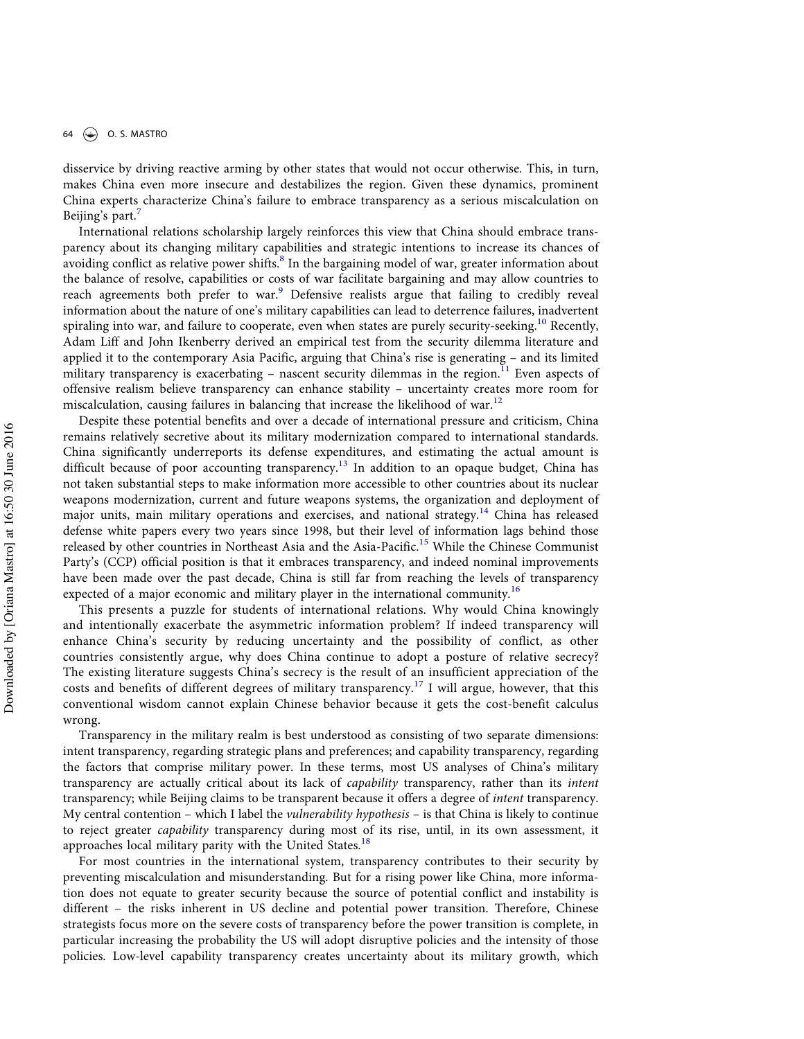disservice by driving reactive arming by other states that would not occur otherwise. This, in turn, makes China even more insecure and destabilizes the region. Given these dynamics, prominent China experts characterize China's failure to embrace transparency as a serious miscalculation on Beijing's part.[7]

International relations scholarship largely reinforces this view that China should embrace transparency about its changing military capabilities and strategic intentions to increase its chances of avoiding conflict as relative power shifts.[8] In the bargaining model of war, greater information about the balance of resolve, capabilities or costs of war facilitate bargaining and may allow countries to reach agreements both prefer to war.[9] Defensive realists argue that failing to credibly reveal information about the nature of one's military capabilities can lead to deterrence failures, inadvertent spiraling into war, and failure to cooperate, even when states are purely security-seeking.[10] Recently, Adam Liff and John Ikenberry derived an empirical test from the security dilemma literature and applied it to the contemporary Asia Pacific, arguing that China's rise is generating – and its limited military transparency is exacerbating – nascent security dilemmas in the region.[11] Even aspects of offensive realism believe transparency can enhance stability – uncertainty creates more room for miscalculation, causing failures in balancing that increase the likelihood of war.[12]

Despite these potential benefits and over a decade of international pressure and criticism, China remains relatively secretive about its military modernization compared to international standards. China significantly underreports its defense expenditures, and estimating the actual amount is difficult because of poor accounting transparency.[13] In addition to an opaque budget, China has not taken substantial steps to make information more accessible to other countries about its nuclear weapons modernization, current and future weapons systems, the organization and deployment of major units, main military operations and exercises, and national strategy.[14] China has released defense white papers every two years since 1998, but their level of information lags behind those released by other countries in Northeast Asia and the Asia-Pacific.[15] While the Chinese Communist Party's (CCP) official position is that it embraces transparency, and indeed nominal improvements have been made over the past decade, China is still far from reaching the levels of transparency expected of a major economic and military player in the international community.[16]

This presents a puzzle for students of international relations. Why would China knowingly and intentionally exacerbate the asymmetric information problem? If indeed transparency will enhance China's security by reducing uncertainty and the possibility of conflict, as other countries consistently argue, why does China continue to adopt a posture of relative secrecy? The existing literature suggests China's secrecy is the result of an insufficient appreciation of the costs and benefits of different degrees of military transparency.[17] I will argue, however, that this conventional wisdom cannot explain Chinese behavior because it gets the cost-benefit calculus wrong.

Transparency in the military realm is best understood as consisting of two separate dimensions: intent transparency, regarding strategic plans and preferences; and capability transparency, regarding the factors that comprise military power. In these terms, most US analyses of China's military transparency are actually critical about its lack of *capability* transparency, rather than its *intent* transparency; while Beijing claims to be transparent because it offers a degree of *intent* transparency. My central contention – which I label the *vulnerability hypothesis* – is that China is likely to continue to reject greater *capability* transparency during most of its rise, until, in its own assessment, it approaches local military parity with the United States.[18]

For most countries in the international system, transparency contributes to their security by preventing miscalculation and misunderstanding. But for a rising power like China, more information does not equate to greater security because the source of potential conflict and instability is different – the risks inherent in US decline and potential power transition. Therefore, Chinese strategists focus more on the severe costs of transparency before the power transition is complete, in particular increasing the probability the US will adopt disruptive policies and the intensity of those policies. Low-level capability transparency creates uncertainty about its military growth, which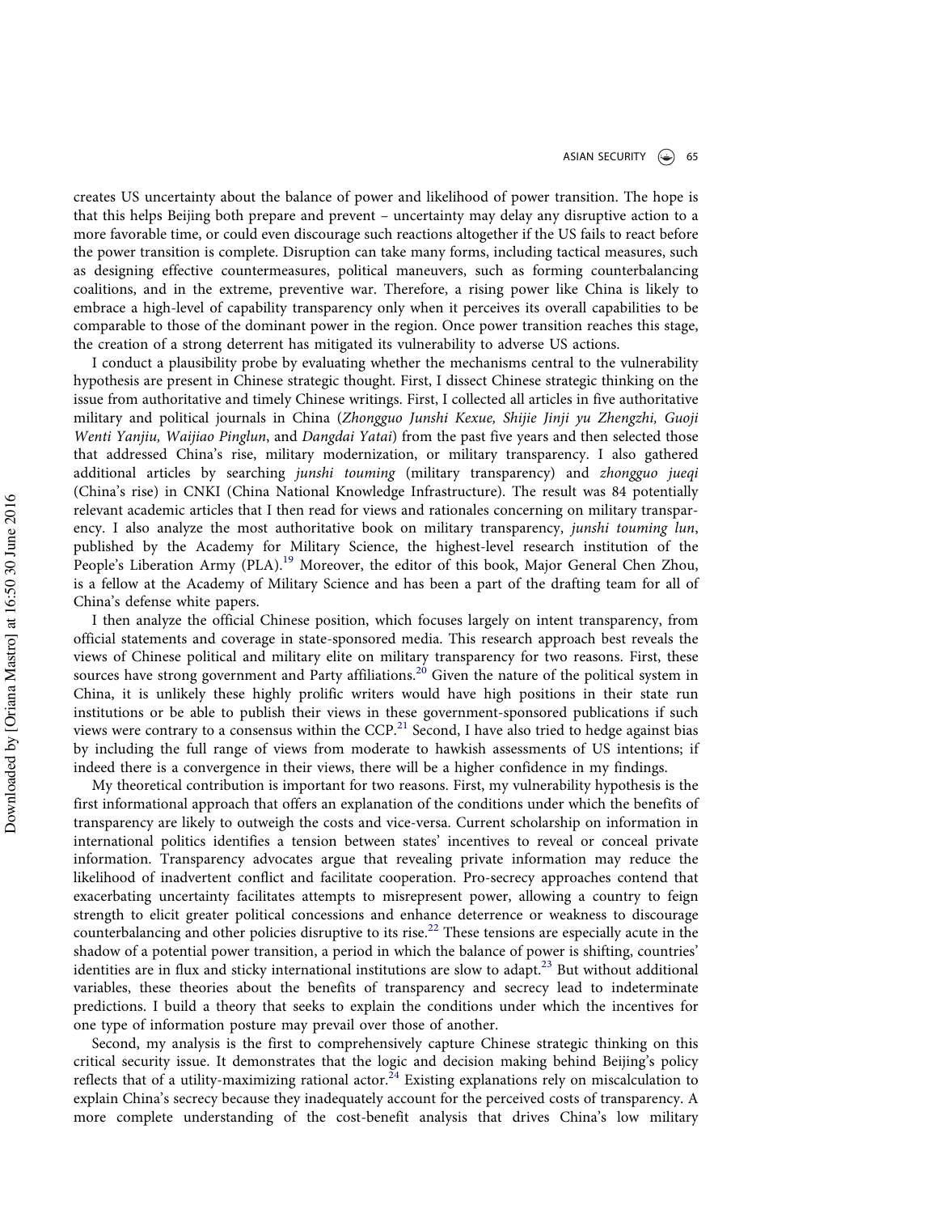creates US uncertainty about the balance of power and likelihood of power transition. The hope is that this helps Beijing both prepare and prevent – uncertainty may delay any disruptive action to a more favorable time, or could even discourage such reactions altogether if the US fails to react before the power transition is complete. Disruption can take many forms, including tactical measures, such as designing effective countermeasures, political maneuvers, such as forming counterbalancing coalitions, and in the extreme, preventive war. Therefore, a rising power like China is likely to embrace a high-level of capability transparency only when it perceives its overall capabilities to be comparable to those of the dominant power in the region. Once power transition reaches this stage, the creation of a strong deterrent has mitigated its vulnerability to adverse US actions.

I conduct a plausibility probe by evaluating whether the mechanisms central to the vulnerability hypothesis are present in Chinese strategic thought. First, I dissect Chinese strategic thinking on the issue from authoritative and timely Chinese writings. First, I collected all articles in five authoritative military and political journals in China (*Zhongguo Junshi Kexue, Shijie Jinji yu Zhengzhi, Guoji Wenti Yanjiu, Waijiao Pinglun*, and *Dangdai Yatai*) from the past five years and then selected those that addressed China's rise, military modernization, or military transparency. I also gathered additional articles by searching *junshi touming* (military transparency) and *zhongguo jueqi* (China's rise) in CNKI (China National Knowledge Infrastructure). The result was 84 potentially relevant academic articles that I then read for views and rationales concerning on military transparency. I also analyze the most authoritative book on military transparency, *junshi touming lun*, published by the Academy for Military Science, the highest-level research institution of the People's Liberation Army (PLA).[19] Moreover, the editor of this book, Major General Chen Zhou, is a fellow at the Academy of Military Science and has been a part of the drafting team for all of China's defense white papers.

I then analyze the official Chinese position, which focuses largely on intent transparency, from official statements and coverage in state-sponsored media. This research approach best reveals the views of Chinese political and military elite on military transparency for two reasons. First, these sources have strong government and Party affiliations.[20] Given the nature of the political system in China, it is unlikely these highly prolific writers would have high positions in their state run institutions or be able to publish their views in these government-sponsored publications if such views were contrary to a consensus within the CCP.[21] Second, I have also tried to hedge against bias by including the full range of views from moderate to hawkish assessments of US intentions; if indeed there is a convergence in their views, there will be a higher confidence in my findings.

My theoretical contribution is important for two reasons. First, my vulnerability hypothesis is the first informational approach that offers an explanation of the conditions under which the benefits of transparency are likely to outweigh the costs and vice-versa. Current scholarship on information in international politics identifies a tension between states' incentives to reveal or conceal private information. Transparency advocates argue that revealing private information may reduce the likelihood of inadvertent conflict and facilitate cooperation. Pro-secrecy approaches contend that exacerbating uncertainty facilitates attempts to misrepresent power, allowing a country to feign strength to elicit greater political concessions and enhance deterrence or weakness to discourage counterbalancing and other policies disruptive to its rise.[22] These tensions are especially acute in the shadow of a potential power transition, a period in which the balance of power is shifting, countries' identities are in flux and sticky international institutions are slow to adapt.[23] But without additional variables, these theories about the benefits of transparency and secrecy lead to indeterminate predictions. I build a theory that seeks to explain the conditions under which the incentives for one type of information posture may prevail over those of another.

Second, my analysis is the first to comprehensively capture Chinese strategic thinking on this critical security issue. It demonstrates that the logic and decision making behind Beijing's policy reflects that of a utility-maximizing rational actor.[24] Existing explanations rely on miscalculation to explain China's secrecy because they inadequately account for the perceived costs of transparency. A more complete understanding of the cost-benefit analysis that drives China's low military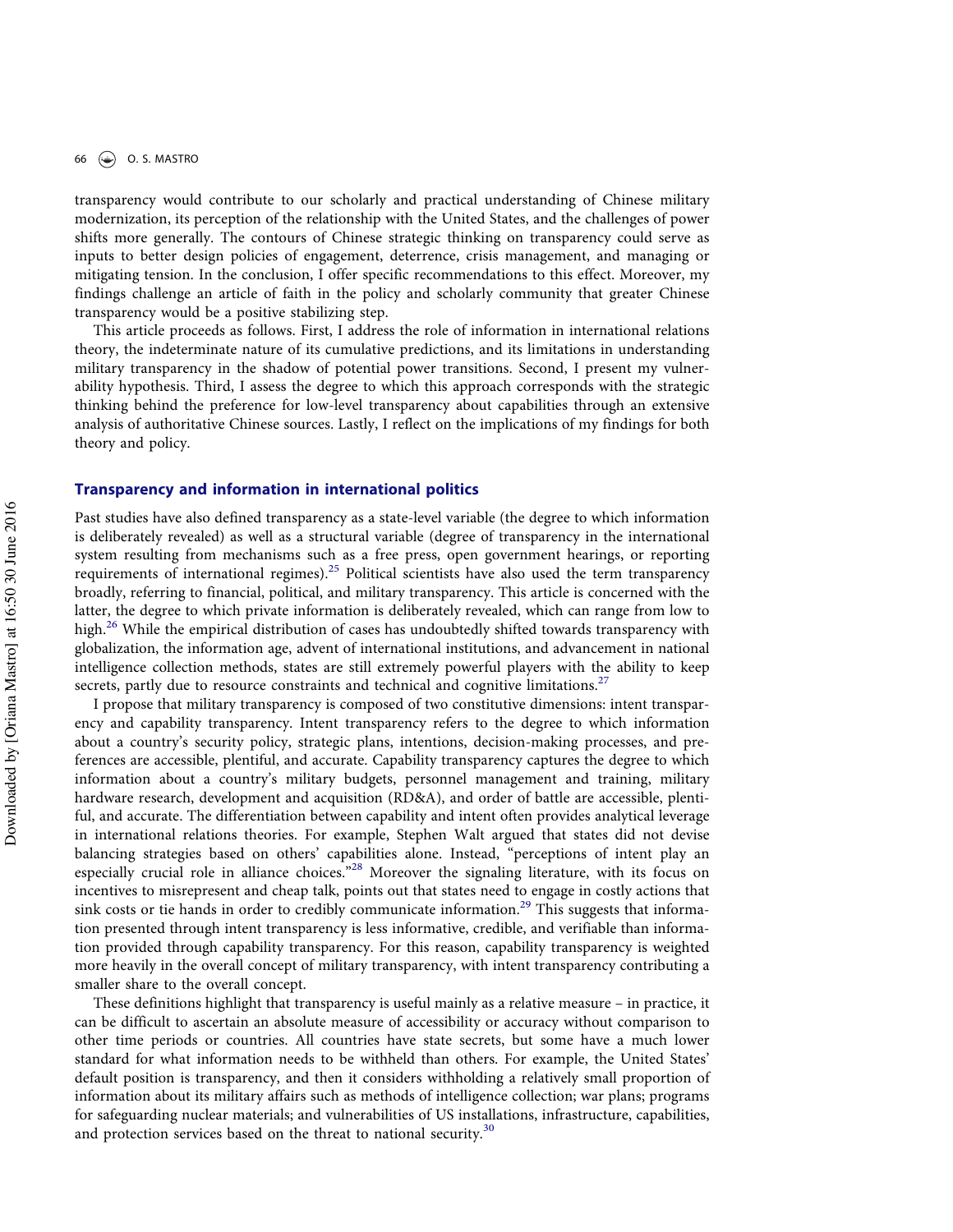transparency would contribute to our scholarly and practical understanding of Chinese military modernization, its perception of the relationship with the United States, and the challenges of power shifts more generally. The contours of Chinese strategic thinking on transparency could serve as inputs to better design policies of engagement, deterrence, crisis management, and managing or mitigating tension. In the conclusion, I offer specific recommendations to this effect. Moreover, my findings challenge an article of faith in the policy and scholarly community that greater Chinese transparency would be a positive stabilizing step.

This article proceeds as follows. First, I address the role of information in international relations theory, the indeterminate nature of its cumulative predictions, and its limitations in understanding military transparency in the shadow of potential power transitions. Second, I present my vulnerability hypothesis. Third, I assess the degree to which this approach corresponds with the strategic thinking behind the preference for low-level transparency about capabilities through an extensive analysis of authoritative Chinese sources. Lastly, I reflect on the implications of my findings for both theory and policy.

## Transparency and information in international politics

Past studies have also defined transparency as a state-level variable (the degree to which information is deliberately revealed) as well as a structural variable (degree of transparency in the international system resulting from mechanisms such as a free press, open government hearings, or reporting requirements of international regimes).[25] Political scientists have also used the term transparency broadly, referring to financial, political, and military transparency. This article is concerned with the latter, the degree to which private information is deliberately revealed, which can range from low to high.[26] While the empirical distribution of cases has undoubtedly shifted towards transparency with globalization, the information age, advent of international institutions, and advancement in national intelligence collection methods, states are still extremely powerful players with the ability to keep secrets, partly due to resource constraints and technical and cognitive limitations.[27]

I propose that military transparency is composed of two constitutive dimensions: intent transparency and capability transparency. Intent transparency refers to the degree to which information about a country's security policy, strategic plans, intentions, decision-making processes, and preferences are accessible, plentiful, and accurate. Capability transparency captures the degree to which information about a country's military budgets, personnel management and training, military hardware research, development and acquisition (RD&A), and order of battle are accessible, plentiful, and accurate. The differentiation between capability and intent often provides analytical leverage in international relations theories. For example, Stephen Walt argued that states did not devise balancing strategies based on others' capabilities alone. Instead, "perceptions of intent play an especially crucial role in alliance choices."[28] Moreover the signaling literature, with its focus on incentives to misrepresent and cheap talk, points out that states need to engage in costly actions that sink costs or tie hands in order to credibly communicate information.[29] This suggests that information presented through intent transparency is less informative, credible, and verifiable than information provided through capability transparency. For this reason, capability transparency is weighted more heavily in the overall concept of military transparency, with intent transparency contributing a smaller share to the overall concept.

These definitions highlight that transparency is useful mainly as a relative measure – in practice, it can be difficult to ascertain an absolute measure of accessibility or accuracy without comparison to other time periods or countries. All countries have state secrets, but some have a much lower standard for what information needs to be withheld than others. For example, the United States' default position is transparency, and then it considers withholding a relatively small proportion of information about its military affairs such as methods of intelligence collection; war plans; programs for safeguarding nuclear materials; and vulnerabilities of US installations, infrastructure, capabilities, and protection services based on the threat to national security.[30]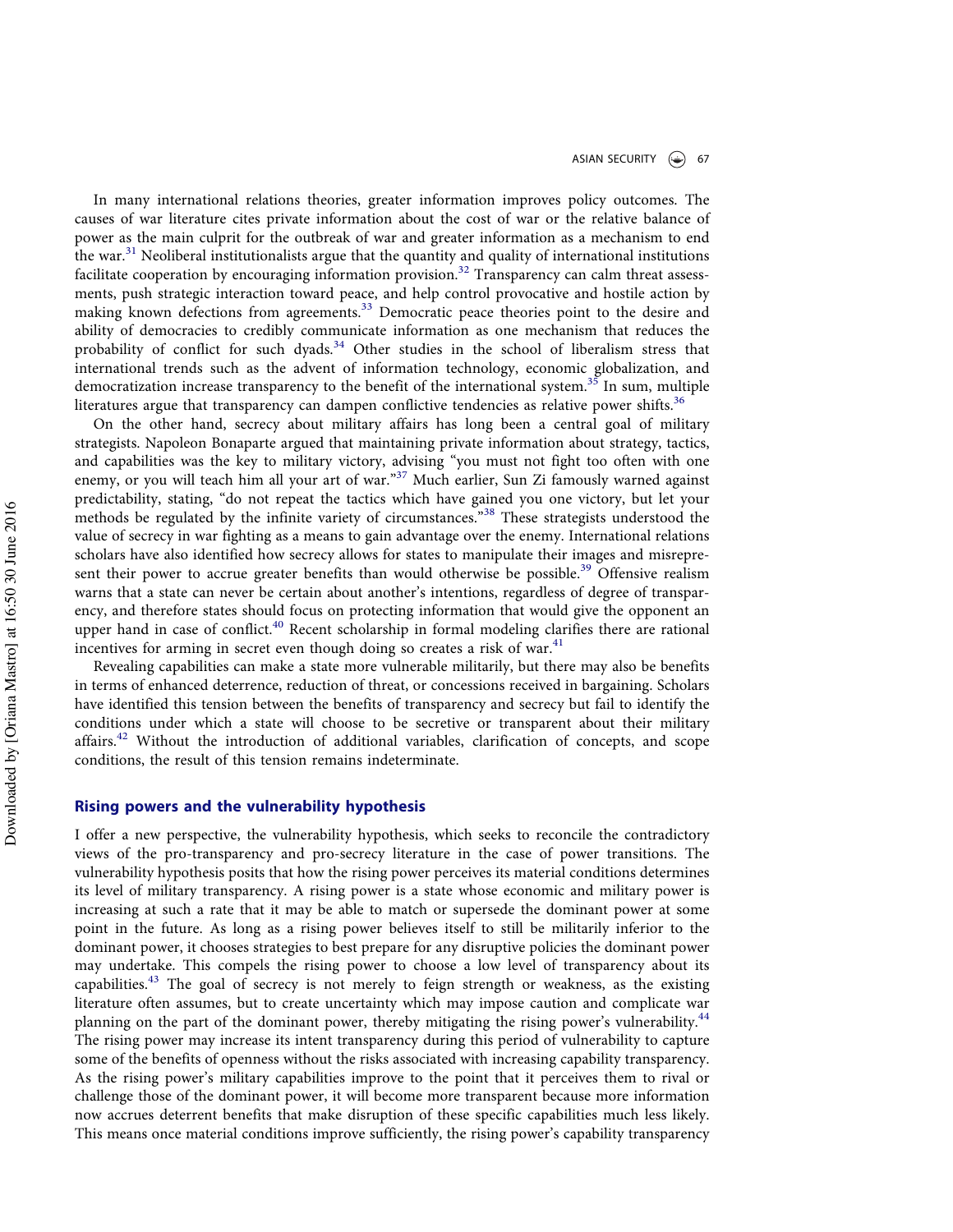In many international relations theories, greater information improves policy outcomes. The causes of war literature cites private information about the cost of war or the relative balance of power as the main culprit for the outbreak of war and greater information as a mechanism to end the war.[31] Neoliberal institutionalists argue that the quantity and quality of international institutions facilitate cooperation by encouraging information provision.[32] Transparency can calm threat assessments, push strategic interaction toward peace, and help control provocative and hostile action by making known defections from agreements.[33] Democratic peace theories point to the desire and ability of democracies to credibly communicate information as one mechanism that reduces the probability of conflict for such dyads.[34] Other studies in the school of liberalism stress that international trends such as the advent of information technology, economic globalization, and democratization increase transparency to the benefit of the international system.[35] In sum, multiple literatures argue that transparency can dampen conflictive tendencies as relative power shifts.[36]

On the other hand, secrecy about military affairs has long been a central goal of military strategists. Napoleon Bonaparte argued that maintaining private information about strategy, tactics, and capabilities was the key to military victory, advising "you must not fight too often with one enemy, or you will teach him all your art of war."[37] Much earlier, Sun Zi famously warned against predictability, stating, "do not repeat the tactics which have gained you one victory, but let your methods be regulated by the infinite variety of circumstances."[38] These strategists understood the value of secrecy in war fighting as a means to gain advantage over the enemy. International relations scholars have also identified how secrecy allows for states to manipulate their images and misrepresent their power to accrue greater benefits than would otherwise be possible.[39] Offensive realism warns that a state can never be certain about another's intentions, regardless of degree of transparency, and therefore states should focus on protecting information that would give the opponent an upper hand in case of conflict.[40] Recent scholarship in formal modeling clarifies there are rational incentives for arming in secret even though doing so creates a risk of war.[41]

Revealing capabilities can make a state more vulnerable militarily, but there may also be benefits in terms of enhanced deterrence, reduction of threat, or concessions received in bargaining. Scholars have identified this tension between the benefits of transparency and secrecy but fail to identify the conditions under which a state will choose to be secretive or transparent about their military affairs.[42] Without the introduction of additional variables, clarification of concepts, and scope conditions, the result of this tension remains indeterminate.

## Rising powers and the vulnerability hypothesis

I offer a new perspective, the vulnerability hypothesis, which seeks to reconcile the contradictory views of the pro-transparency and pro-secrecy literature in the case of power transitions. The vulnerability hypothesis posits that how the rising power perceives its material conditions determines its level of military transparency. A rising power is a state whose economic and military power is increasing at such a rate that it may be able to match or supersede the dominant power at some point in the future. As long as a rising power believes itself to still be militarily inferior to the dominant power, it chooses strategies to best prepare for any disruptive policies the dominant power may undertake. This compels the rising power to choose a low level of transparency about its capabilities.[43] The goal of secrecy is not merely to feign strength or weakness, as the existing literature often assumes, but to create uncertainty which may impose caution and complicate war planning on the part of the dominant power, thereby mitigating the rising power's vulnerability.[44] The rising power may increase its intent transparency during this period of vulnerability to capture some of the benefits of openness without the risks associated with increasing capability transparency. As the rising power's military capabilities improve to the point that it perceives them to rival or challenge those of the dominant power, it will become more transparent because more information now accrues deterrent benefits that make disruption of these specific capabilities much less likely. This means once material conditions improve sufficiently, the rising power's capability transparency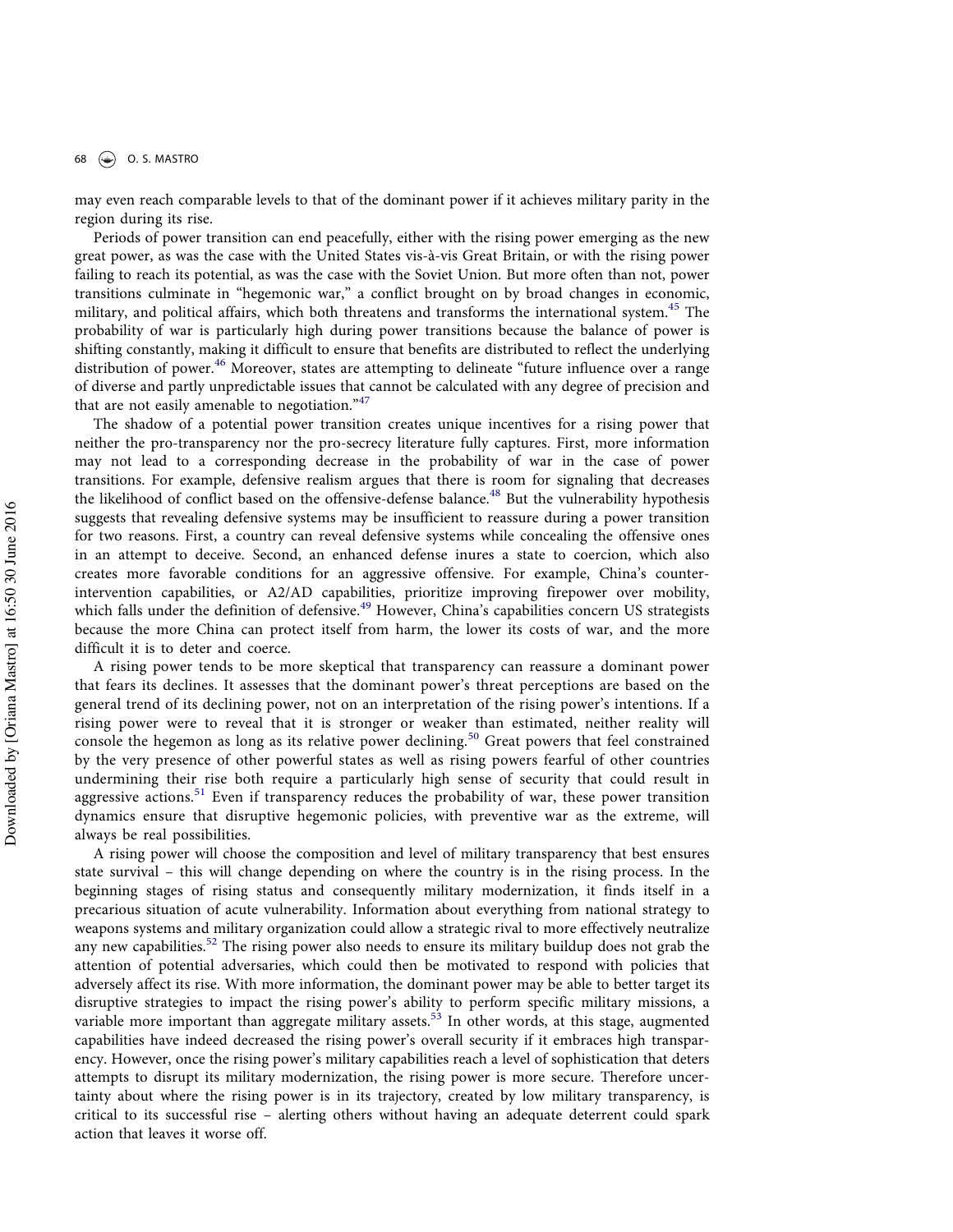may even reach comparable levels to that of the dominant power if it achieves military parity in the region during its rise.

Periods of power transition can end peacefully, either with the rising power emerging as the new great power, as was the case with the United States vis-à-vis Great Britain, or with the rising power failing to reach its potential, as was the case with the Soviet Union. But more often than not, power transitions culminate in "hegemonic war," a conflict brought on by broad changes in economic, military, and political affairs, which both threatens and transforms the international system.[45] The probability of war is particularly high during power transitions because the balance of power is shifting constantly, making it difficult to ensure that benefits are distributed to reflect the underlying distribution of power.[46] Moreover, states are attempting to delineate "future influence over a range of diverse and partly unpredictable issues that cannot be calculated with any degree of precision and that are not easily amenable to negotiation."[47]

The shadow of a potential power transition creates unique incentives for a rising power that neither the pro-transparency nor the pro-secrecy literature fully captures. First, more information may not lead to a corresponding decrease in the probability of war in the case of power transitions. For example, defensive realism argues that there is room for signaling that decreases the likelihood of conflict based on the offensive-defense balance.[48] But the vulnerability hypothesis suggests that revealing defensive systems may be insufficient to reassure during a power transition for two reasons. First, a country can reveal defensive systems while concealing the offensive ones in an attempt to deceive. Second, an enhanced defense inures a state to coercion, which also creates more favorable conditions for an aggressive offensive. For example, China's counter-intervention capabilities, or A2/AD capabilities, prioritize improving firepower over mobility, which falls under the definition of defensive.[49] However, China's capabilities concern US strategists because the more China can protect itself from harm, the lower its costs of war, and the more difficult it is to deter and coerce.

A rising power tends to be more skeptical that transparency can reassure a dominant power that fears its declines. It assesses that the dominant power's threat perceptions are based on the general trend of its declining power, not on an interpretation of the rising power's intentions. If a rising power were to reveal that it is stronger or weaker than estimated, neither reality will console the hegemon as long as its relative power declining.[50] Great powers that feel constrained by the very presence of other powerful states as well as rising powers fearful of other countries undermining their rise both require a particularly high sense of security that could result in aggressive actions.[51] Even if transparency reduces the probability of war, these power transition dynamics ensure that disruptive hegemonic policies, with preventive war as the extreme, will always be real possibilities.

A rising power will choose the composition and level of military transparency that best ensures state survival – this will change depending on where the country is in the rising process. In the beginning stages of rising status and consequently military modernization, it finds itself in a precarious situation of acute vulnerability. Information about everything from national strategy to weapons systems and military organization could allow a strategic rival to more effectively neutralize any new capabilities.[52] The rising power also needs to ensure its military buildup does not grab the attention of potential adversaries, which could then be motivated to respond with policies that adversely affect its rise. With more information, the dominant power may be able to better target its disruptive strategies to impact the rising power's ability to perform specific military missions, a variable more important than aggregate military assets.[53] In other words, at this stage, augmented capabilities have indeed decreased the rising power's overall security if it embraces high transparency. However, once the rising power's military capabilities reach a level of sophistication that deters attempts to disrupt its military modernization, the rising power is more secure. Therefore uncertainty about where the rising power is in its trajectory, created by low military transparency, is critical to its successful rise – alerting others without having an adequate deterrent could spark action that leaves it worse off.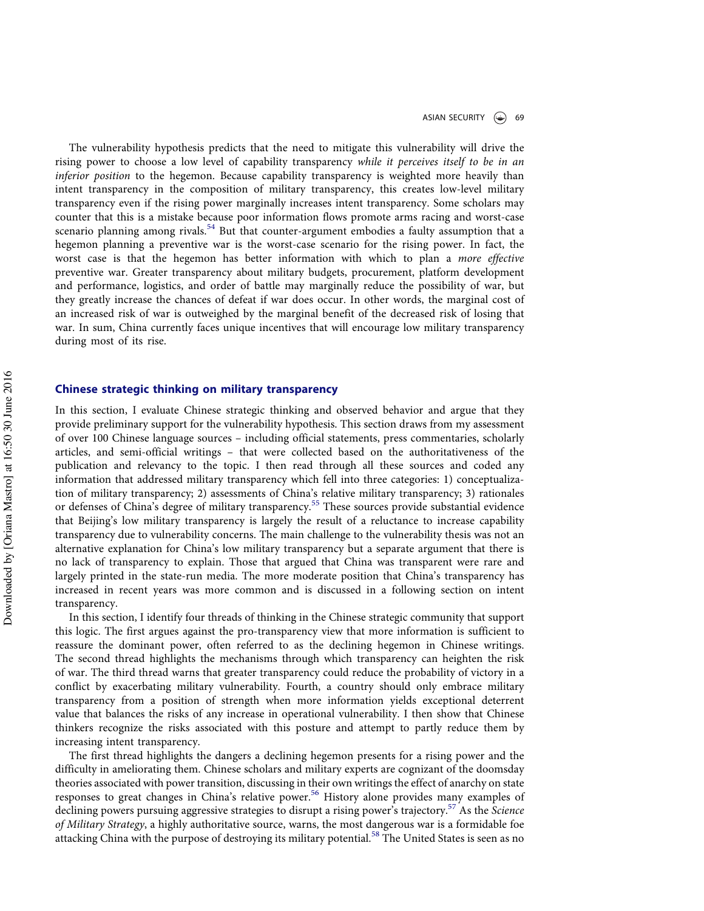The vulnerability hypothesis predicts that the need to mitigate this vulnerability will drive the rising power to choose a low level of capability transparency *while it perceives itself to be in an inferior position* to the hegemon. Because capability transparency is weighted more heavily than intent transparency in the composition of military transparency, this creates low-level military transparency even if the rising power marginally increases intent transparency. Some scholars may counter that this is a mistake because poor information flows promote arms racing and worst-case scenario planning among rivals.[54] But that counter-argument embodies a faulty assumption that a hegemon planning a preventive war is the worst-case scenario for the rising power. In fact, the worst case is that the hegemon has better information with which to plan a *more effective* preventive war. Greater transparency about military budgets, procurement, platform development and performance, logistics, and order of battle may marginally reduce the possibility of war, but they greatly increase the chances of defeat if war does occur. In other words, the marginal cost of an increased risk of war is outweighed by the marginal benefit of the decreased risk of losing that war. In sum, China currently faces unique incentives that will encourage low military transparency during most of its rise.

## Chinese strategic thinking on military transparency

In this section, I evaluate Chinese strategic thinking and observed behavior and argue that they provide preliminary support for the vulnerability hypothesis. This section draws from my assessment of over 100 Chinese language sources – including official statements, press commentaries, scholarly articles, and semi-official writings – that were collected based on the authoritativeness of the publication and relevancy to the topic. I then read through all these sources and coded any information that addressed military transparency which fell into three categories: 1) conceptualization of military transparency; 2) assessments of China's relative military transparency; 3) rationales or defenses of China's degree of military transparency.[55] These sources provide substantial evidence that Beijing's low military transparency is largely the result of a reluctance to increase capability transparency due to vulnerability concerns. The main challenge to the vulnerability thesis was not an alternative explanation for China's low military transparency but a separate argument that there is no lack of transparency to explain. Those that argued that China was transparent were rare and largely printed in the state-run media. The more moderate position that China's transparency has increased in recent years was more common and is discussed in a following section on intent transparency.

In this section, I identify four threads of thinking in the Chinese strategic community that support this logic. The first argues against the pro-transparency view that more information is sufficient to reassure the dominant power, often referred to as the declining hegemon in Chinese writings. The second thread highlights the mechanisms through which transparency can heighten the risk of war. The third thread warns that greater transparency could reduce the probability of victory in a conflict by exacerbating military vulnerability. Fourth, a country should only embrace military transparency from a position of strength when more information yields exceptional deterrent value that balances the risks of any increase in operational vulnerability. I then show that Chinese thinkers recognize the risks associated with this posture and attempt to partly reduce them by increasing intent transparency.

The first thread highlights the dangers a declining hegemon presents for a rising power and the difficulty in ameliorating them. Chinese scholars and military experts are cognizant of the doomsday theories associated with power transition, discussing in their own writings the effect of anarchy on state responses to great changes in China's relative power.[56] History alone provides many examples of declining powers pursuing aggressive strategies to disrupt a rising power's trajectory.[57] As the *Science of Military Strategy*, a highly authoritative source, warns, the most dangerous war is a formidable foe attacking China with the purpose of destroying its military potential.[58] The United States is seen as no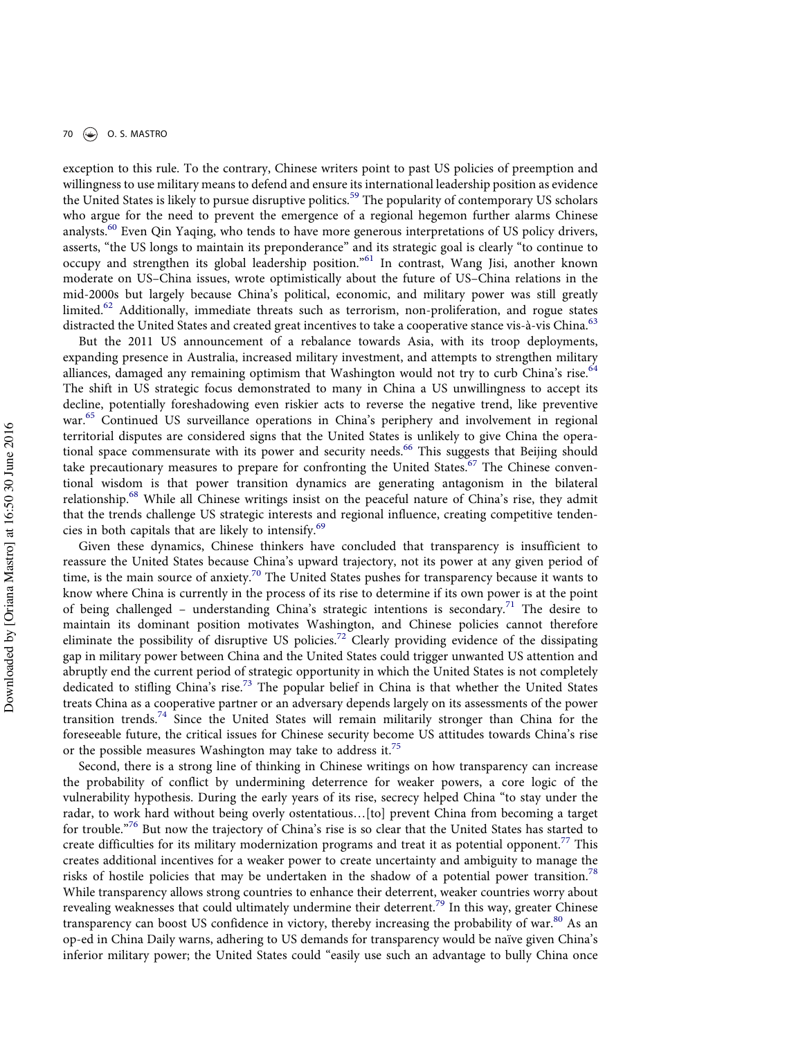exception to this rule. To the contrary, Chinese writers point to past US policies of preemption and willingness to use military means to defend and ensure its international leadership position as evidence the United States is likely to pursue disruptive politics.[59] The popularity of contemporary US scholars who argue for the need to prevent the emergence of a regional hegemon further alarms Chinese analysts.[60] Even Qin Yaqing, who tends to have more generous interpretations of US policy drivers, asserts, "the US longs to maintain its preponderance" and its strategic goal is clearly "to continue to occupy and strengthen its global leadership position."[61] In contrast, Wang Jisi, another known moderate on US–China issues, wrote optimistically about the future of US–China relations in the mid-2000s but largely because China's political, economic, and military power was still greatly limited.[62] Additionally, immediate threats such as terrorism, non-proliferation, and rogue states distracted the United States and created great incentives to take a cooperative stance vis-à-vis China.[63]

But the 2011 US announcement of a rebalance towards Asia, with its troop deployments, expanding presence in Australia, increased military investment, and attempts to strengthen military alliances, damaged any remaining optimism that Washington would not try to curb China's rise.[64] The shift in US strategic focus demonstrated to many in China a US unwillingness to accept its decline, potentially foreshadowing even riskier acts to reverse the negative trend, like preventive war.[65] Continued US surveillance operations in China's periphery and involvement in regional territorial disputes are considered signs that the United States is unlikely to give China the operational space commensurate with its power and security needs.[66] This suggests that Beijing should take precautionary measures to prepare for confronting the United States.[67] The Chinese conventional wisdom is that power transition dynamics are generating antagonism in the bilateral relationship.[68] While all Chinese writings insist on the peaceful nature of China's rise, they admit that the trends challenge US strategic interests and regional influence, creating competitive tendencies in both capitals that are likely to intensify.[69]

Given these dynamics, Chinese thinkers have concluded that transparency is insufficient to reassure the United States because China's upward trajectory, not its power at any given period of time, is the main source of anxiety.[70] The United States pushes for transparency because it wants to know where China is currently in the process of its rise to determine if its own power is at the point of being challenged – understanding China's strategic intentions is secondary.[71] The desire to maintain its dominant position motivates Washington, and Chinese policies cannot therefore eliminate the possibility of disruptive US policies.[72] Clearly providing evidence of the dissipating gap in military power between China and the United States could trigger unwanted US attention and abruptly end the current period of strategic opportunity in which the United States is not completely dedicated to stifling China's rise.[73] The popular belief in China is that whether the United States treats China as a cooperative partner or an adversary depends largely on its assessments of the power transition trends.[74] Since the United States will remain militarily stronger than China for the foreseeable future, the critical issues for Chinese security become US attitudes towards China's rise or the possible measures Washington may take to address it.[75]

Second, there is a strong line of thinking in Chinese writings on how transparency can increase the probability of conflict by undermining deterrence for weaker powers, a core logic of the vulnerability hypothesis. During the early years of its rise, secrecy helped China "to stay under the radar, to work hard without being overly ostentatious…[to] prevent China from becoming a target for trouble."[76] But now the trajectory of China's rise is so clear that the United States has started to create difficulties for its military modernization programs and treat it as potential opponent.[77] This creates additional incentives for a weaker power to create uncertainty and ambiguity to manage the risks of hostile policies that may be undertaken in the shadow of a potential power transition.[78] While transparency allows strong countries to enhance their deterrent, weaker countries worry about revealing weaknesses that could ultimately undermine their deterrent.[79] In this way, greater Chinese transparency can boost US confidence in victory, thereby increasing the probability of war.[80] As an op-ed in China Daily warns, adhering to US demands for transparency would be naïve given China's inferior military power; the United States could "easily use such an advantage to bully China once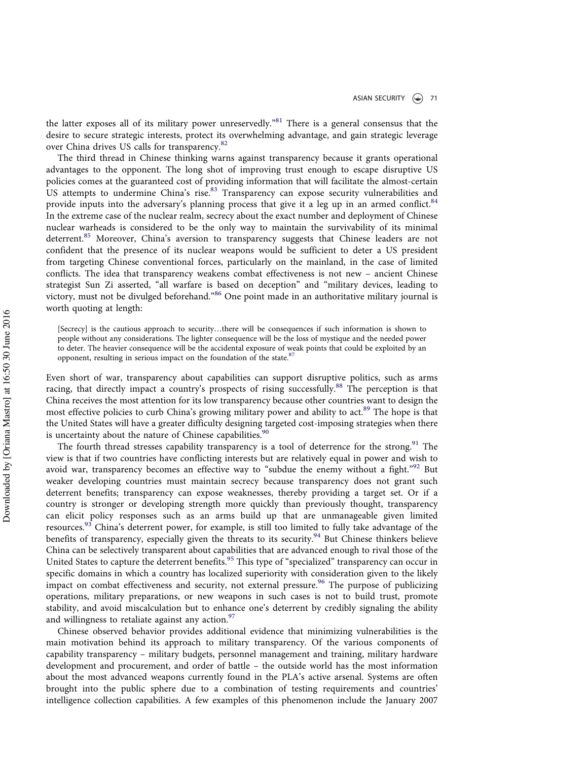the latter exposes all of its military power unreservedly."[81] There is a general consensus that the desire to secure strategic interests, protect its overwhelming advantage, and gain strategic leverage over China drives US calls for transparency.[82]

The third thread in Chinese thinking warns against transparency because it grants operational advantages to the opponent. The long shot of improving trust enough to escape disruptive US policies comes at the guaranteed cost of providing information that will facilitate the almost-certain US attempts to undermine China's rise.[83] Transparency can expose security vulnerabilities and provide inputs into the adversary's planning process that give it a leg up in an armed conflict.[84] In the extreme case of the nuclear realm, secrecy about the exact number and deployment of Chinese nuclear warheads is considered to be the only way to maintain the survivability of its minimal deterrent.[85] Moreover, China's aversion to transparency suggests that Chinese leaders are not confident that the presence of its nuclear weapons would be sufficient to deter a US president from targeting Chinese conventional forces, particularly on the mainland, in the case of limited conflicts. The idea that transparency weakens combat effectiveness is not new – ancient Chinese strategist Sun Zi asserted, "all warfare is based on deception" and "military devices, leading to victory, must not be divulged beforehand."[86] One point made in an authoritative military journal is worth quoting at length:

> [Secrecy] is the cautious approach to security…there will be consequences if such information is shown to people without any considerations. The lighter consequence will be the loss of mystique and the needed power to deter. The heavier consequence will be the accidental exposure of weak points that could be exploited by an opponent, resulting in serious impact on the foundation of the state.[87]

Even short of war, transparency about capabilities can support disruptive politics, such as arms racing, that directly impact a country's prospects of rising successfully.[88] The perception is that China receives the most attention for its low transparency because other countries want to design the most effective policies to curb China's growing military power and ability to act.[89] The hope is that the United States will have a greater difficulty designing targeted cost-imposing strategies when there is uncertainty about the nature of Chinese capabilities.[90]

The fourth thread stresses capability transparency is a tool of deterrence for the strong.[91] The view is that if two countries have conflicting interests but are relatively equal in power and wish to avoid war, transparency becomes an effective way to "subdue the enemy without a fight."[92] But weaker developing countries must maintain secrecy because transparency does not grant such deterrent benefits; transparency can expose weaknesses, thereby providing a target set. Or if a country is stronger or developing strength more quickly than previously thought, transparency can elicit policy responses such as an arms build up that are unmanageable given limited resources.[93] China's deterrent power, for example, is still too limited to fully take advantage of the benefits of transparency, especially given the threats to its security.[94] But Chinese thinkers believe China can be selectively transparent about capabilities that are advanced enough to rival those of the United States to capture the deterrent benefits.[95] This type of "specialized" transparency can occur in specific domains in which a country has localized superiority with consideration given to the likely impact on combat effectiveness and security, not external pressure.[96] The purpose of publicizing operations, military preparations, or new weapons in such cases is not to build trust, promote stability, and avoid miscalculation but to enhance one's deterrent by credibly signaling the ability and willingness to retaliate against any action.[97]

Chinese observed behavior provides additional evidence that minimizing vulnerabilities is the main motivation behind its approach to military transparency. Of the various components of capability transparency – military budgets, personnel management and training, military hardware development and procurement, and order of battle – the outside world has the most information about the most advanced weapons currently found in the PLA's active arsenal. Systems are often brought into the public sphere due to a combination of testing requirements and countries' intelligence collection capabilities. A few examples of this phenomenon include the January 2007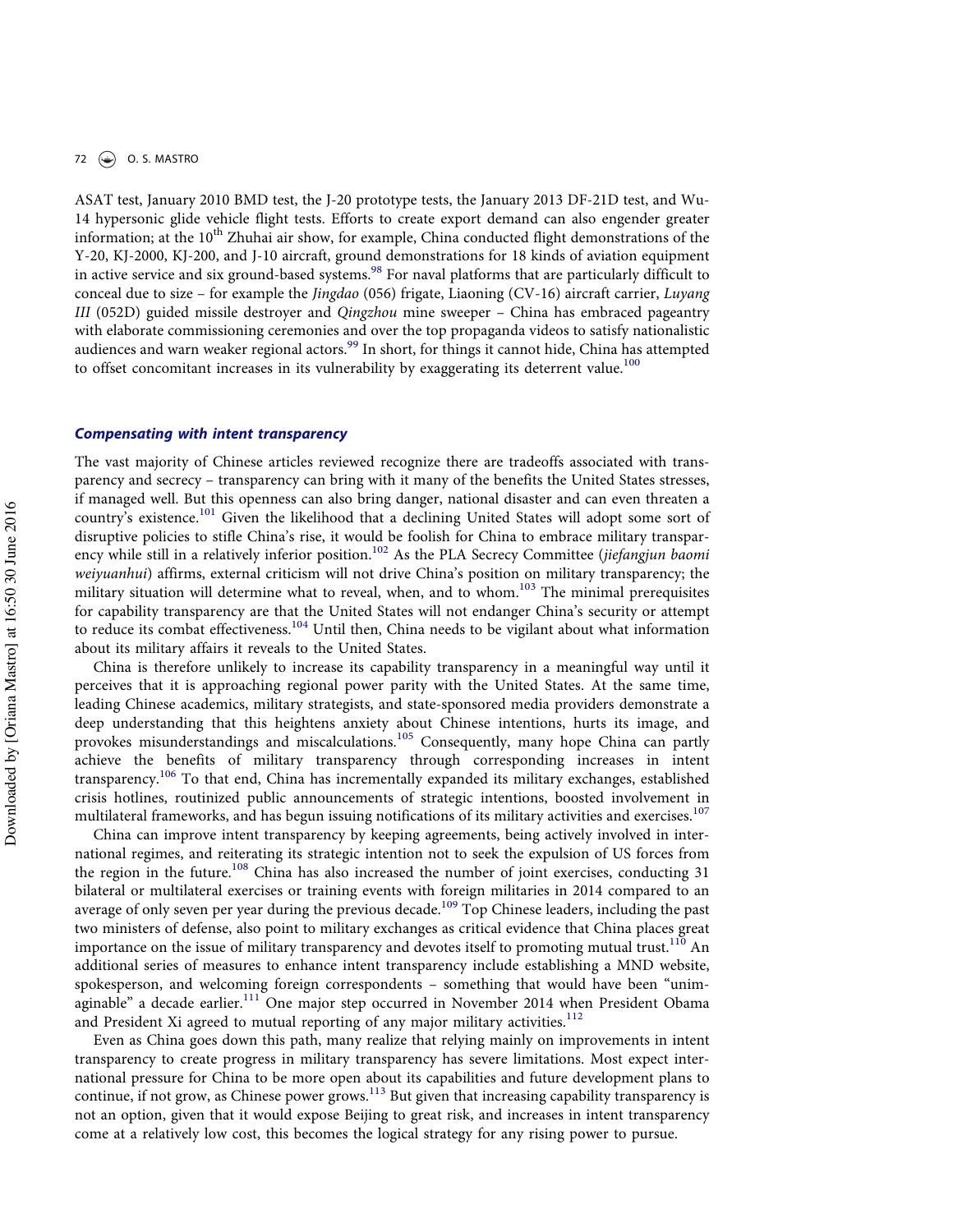ASAT test, January 2010 BMD test, the J-20 prototype tests, the January 2013 DF-21D test, and Wu-14 hypersonic glide vehicle flight tests. Efforts to create export demand can also engender greater information; at the 10th Zhuhai air show, for example, China conducted flight demonstrations of the Y-20, KJ-2000, KJ-200, and J-10 aircraft, ground demonstrations for 18 kinds of aviation equipment in active service and six ground-based systems.[98] For naval platforms that are particularly difficult to conceal due to size – for example the *Jingdao* (056) frigate, Liaoning (CV-16) aircraft carrier, *Luyang III* (052D) guided missile destroyer and *Qingzhou* mine sweeper – China has embraced pageantry with elaborate commissioning ceremonies and over the top propaganda videos to satisfy nationalistic audiences and warn weaker regional actors.[99] In short, for things it cannot hide, China has attempted to offset concomitant increases in its vulnerability by exaggerating its deterrent value.[100]

### *Compensating with intent transparency*

The vast majority of Chinese articles reviewed recognize there are tradeoffs associated with transparency and secrecy – transparency can bring with it many of the benefits the United States stresses, if managed well. But this openness can also bring danger, national disaster and can even threaten a country's existence.[101] Given the likelihood that a declining United States will adopt some sort of disruptive policies to stifle China's rise, it would be foolish for China to embrace military transparency while still in a relatively inferior position.[102] As the PLA Secrecy Committee (*jiefangjun baomi weiyuanhui*) affirms, external criticism will not drive China's position on military transparency; the military situation will determine what to reveal, when, and to whom.[103] The minimal prerequisites for capability transparency are that the United States will not endanger China's security or attempt to reduce its combat effectiveness.[104] Until then, China needs to be vigilant about what information about its military affairs it reveals to the United States.

China is therefore unlikely to increase its capability transparency in a meaningful way until it perceives that it is approaching regional power parity with the United States. At the same time, leading Chinese academics, military strategists, and state-sponsored media providers demonstrate a deep understanding that this heightens anxiety about Chinese intentions, hurts its image, and provokes misunderstandings and miscalculations.[105] Consequently, many hope China can partly achieve the benefits of military transparency through corresponding increases in intent transparency.[106] To that end, China has incrementally expanded its military exchanges, established crisis hotlines, routinized public announcements of strategic intentions, boosted involvement in multilateral frameworks, and has begun issuing notifications of its military activities and exercises.[107]

China can improve intent transparency by keeping agreements, being actively involved in international regimes, and reiterating its strategic intention not to seek the expulsion of US forces from the region in the future.[108] China has also increased the number of joint exercises, conducting 31 bilateral or multilateral exercises or training events with foreign militaries in 2014 compared to an average of only seven per year during the previous decade.[109] Top Chinese leaders, including the past two ministers of defense, also point to military exchanges as critical evidence that China places great importance on the issue of military transparency and devotes itself to promoting mutual trust.[110] An additional series of measures to enhance intent transparency include establishing a MND website, spokesperson, and welcoming foreign correspondents – something that would have been "unimaginable" a decade earlier.[111] One major step occurred in November 2014 when President Obama and President Xi agreed to mutual reporting of any major military activities.[112]

Even as China goes down this path, many realize that relying mainly on improvements in intent transparency to create progress in military transparency has severe limitations. Most expect international pressure for China to be more open about its capabilities and future development plans to continue, if not grow, as Chinese power grows.[113] But given that increasing capability transparency is not an option, given that it would expose Beijing to great risk, and increases in intent transparency come at a relatively low cost, this becomes the logical strategy for any rising power to pursue.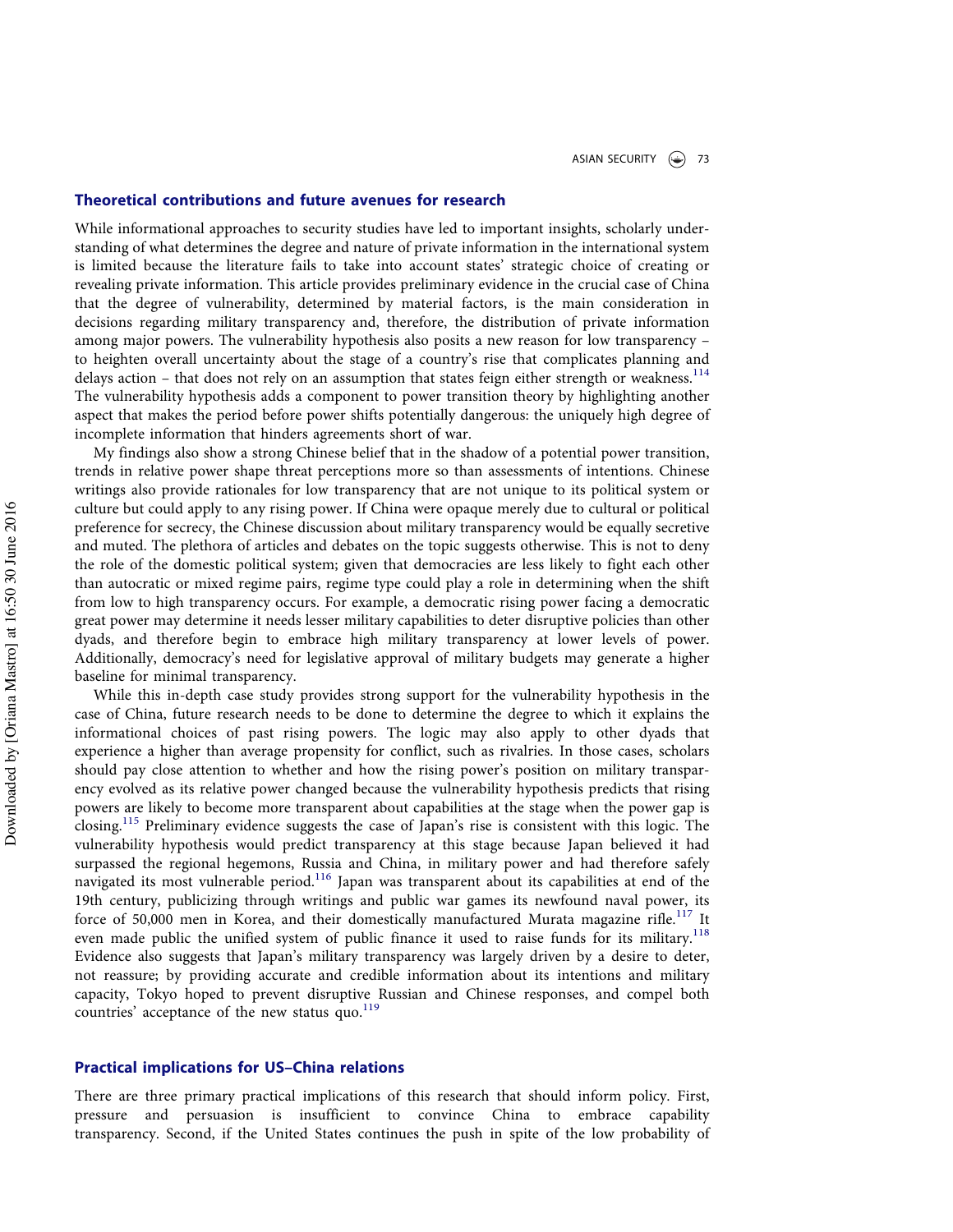## Theoretical contributions and future avenues for research

While informational approaches to security studies have led to important insights, scholarly understanding of what determines the degree and nature of private information in the international system is limited because the literature fails to take into account states' strategic choice of creating or revealing private information. This article provides preliminary evidence in the crucial case of China that the degree of vulnerability, determined by material factors, is the main consideration in decisions regarding military transparency and, therefore, the distribution of private information among major powers. The vulnerability hypothesis also posits a new reason for low transparency – to heighten overall uncertainty about the stage of a country's rise that complicates planning and delays action – that does not rely on an assumption that states feign either strength or weakness.[114] The vulnerability hypothesis adds a component to power transition theory by highlighting another aspect that makes the period before power shifts potentially dangerous: the uniquely high degree of incomplete information that hinders agreements short of war.

My findings also show a strong Chinese belief that in the shadow of a potential power transition, trends in relative power shape threat perceptions more so than assessments of intentions. Chinese writings also provide rationales for low transparency that are not unique to its political system or culture but could apply to any rising power. If China were opaque merely due to cultural or political preference for secrecy, the Chinese discussion about military transparency would be equally secretive and muted. The plethora of articles and debates on the topic suggests otherwise. This is not to deny the role of the domestic political system; given that democracies are less likely to fight each other than autocratic or mixed regime pairs, regime type could play a role in determining when the shift from low to high transparency occurs. For example, a democratic rising power facing a democratic great power may determine it needs lesser military capabilities to deter disruptive policies than other dyads, and therefore begin to embrace high military transparency at lower levels of power. Additionally, democracy's need for legislative approval of military budgets may generate a higher baseline for minimal transparency.

While this in-depth case study provides strong support for the vulnerability hypothesis in the case of China, future research needs to be done to determine the degree to which it explains the informational choices of past rising powers. The logic may also apply to other dyads that experience a higher than average propensity for conflict, such as rivalries. In those cases, scholars should pay close attention to whether and how the rising power's position on military transparency evolved as its relative power changed because the vulnerability hypothesis predicts that rising powers are likely to become more transparent about capabilities at the stage when the power gap is closing.[115] Preliminary evidence suggests the case of Japan's rise is consistent with this logic. The vulnerability hypothesis would predict transparency at this stage because Japan believed it had surpassed the regional hegemons, Russia and China, in military power and had therefore safely navigated its most vulnerable period.[116] Japan was transparent about its capabilities at end of the 19th century, publicizing through writings and public war games its newfound naval power, its force of 50,000 men in Korea, and their domestically manufactured Murata magazine rifle.[117] It even made public the unified system of public finance it used to raise funds for its military.[118] Evidence also suggests that Japan's military transparency was largely driven by a desire to deter, not reassure; by providing accurate and credible information about its intentions and military capacity, Tokyo hoped to prevent disruptive Russian and Chinese responses, and compel both countries' acceptance of the new status quo.[119]

## Practical implications for US–China relations

There are three primary practical implications of this research that should inform policy. First, pressure and persuasion is insufficient to convince China to embrace capability transparency. Second, if the United States continues the push in spite of the low probability of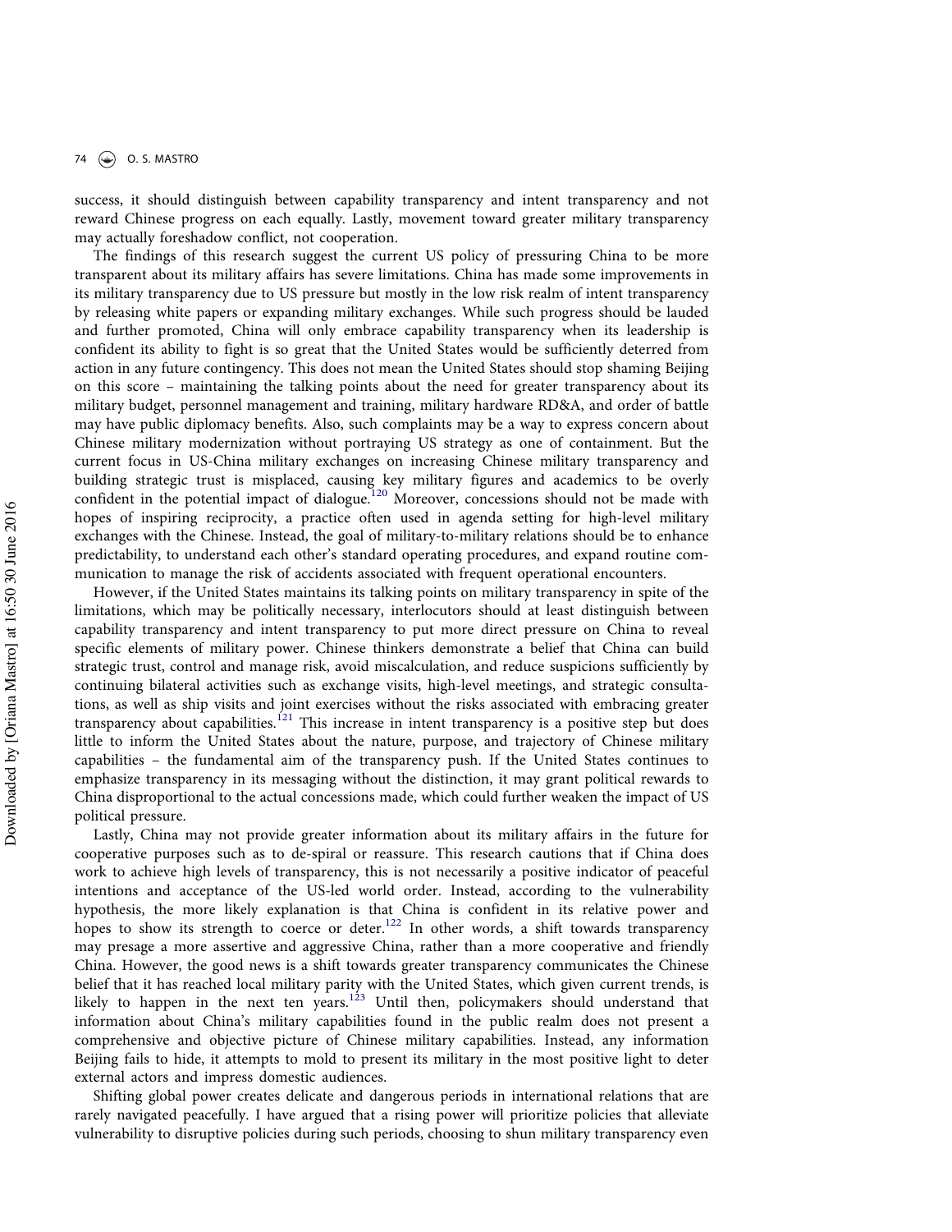success, it should distinguish between capability transparency and intent transparency and not reward Chinese progress on each equally. Lastly, movement toward greater military transparency may actually foreshadow conflict, not cooperation.

The findings of this research suggest the current US policy of pressuring China to be more transparent about its military affairs has severe limitations. China has made some improvements in its military transparency due to US pressure but mostly in the low risk realm of intent transparency by releasing white papers or expanding military exchanges. While such progress should be lauded and further promoted, China will only embrace capability transparency when its leadership is confident its ability to fight is so great that the United States would be sufficiently deterred from action in any future contingency. This does not mean the United States should stop shaming Beijing on this score – maintaining the talking points about the need for greater transparency about its military budget, personnel management and training, military hardware RD&A, and order of battle may have public diplomacy benefits. Also, such complaints may be a way to express concern about Chinese military modernization without portraying US strategy as one of containment. But the current focus in US-China military exchanges on increasing Chinese military transparency and building strategic trust is misplaced, causing key military figures and academics to be overly confident in the potential impact of dialogue.[120] Moreover, concessions should not be made with hopes of inspiring reciprocity, a practice often used in agenda setting for high-level military exchanges with the Chinese. Instead, the goal of military-to-military relations should be to enhance predictability, to understand each other's standard operating procedures, and expand routine communication to manage the risk of accidents associated with frequent operational encounters.

However, if the United States maintains its talking points on military transparency in spite of the limitations, which may be politically necessary, interlocutors should at least distinguish between capability transparency and intent transparency to put more direct pressure on China to reveal specific elements of military power. Chinese thinkers demonstrate a belief that China can build strategic trust, control and manage risk, avoid miscalculation, and reduce suspicions sufficiently by continuing bilateral activities such as exchange visits, high-level meetings, and strategic consultations, as well as ship visits and joint exercises without the risks associated with embracing greater transparency about capabilities.[121] This increase in intent transparency is a positive step but does little to inform the United States about the nature, purpose, and trajectory of Chinese military capabilities – the fundamental aim of the transparency push. If the United States continues to emphasize transparency in its messaging without the distinction, it may grant political rewards to China disproportional to the actual concessions made, which could further weaken the impact of US political pressure.

Lastly, China may not provide greater information about its military affairs in the future for cooperative purposes such as to de-spiral or reassure. This research cautions that if China does work to achieve high levels of transparency, this is not necessarily a positive indicator of peaceful intentions and acceptance of the US-led world order. Instead, according to the vulnerability hypothesis, the more likely explanation is that China is confident in its relative power and hopes to show its strength to coerce or deter.[122] In other words, a shift towards transparency may presage a more assertive and aggressive China, rather than a more cooperative and friendly China. However, the good news is a shift towards greater transparency communicates the Chinese belief that it has reached local military parity with the United States, which given current trends, is likely to happen in the next ten years.[123] Until then, policymakers should understand that information about China's military capabilities found in the public realm does not present a comprehensive and objective picture of Chinese military capabilities. Instead, any information Beijing fails to hide, it attempts to mold to present its military in the most positive light to deter external actors and impress domestic audiences.

Shifting global power creates delicate and dangerous periods in international relations that are rarely navigated peacefully. I have argued that a rising power will prioritize policies that alleviate vulnerability to disruptive policies during such periods, choosing to shun military transparency even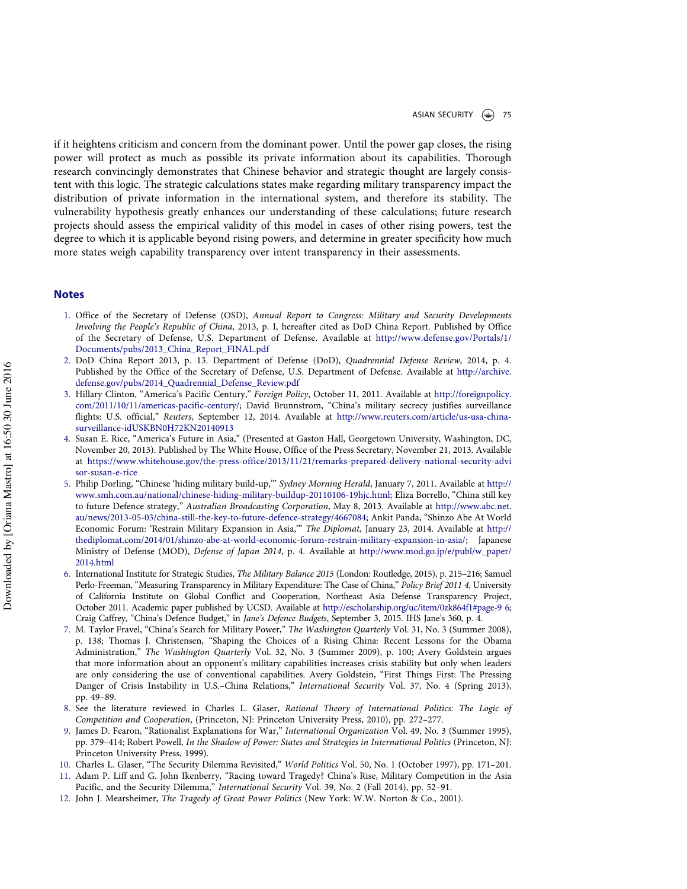if it heightens criticism and concern from the dominant power. Until the power gap closes, the rising power will protect as much as possible its private information about its capabilities. Thorough research convincingly demonstrates that Chinese behavior and strategic thought are largely consistent with this logic. The strategic calculations states make regarding military transparency impact the distribution of private information in the international system, and therefore its stability. The vulnerability hypothesis greatly enhances our understanding of these calculations; future research projects should assess the empirical validity of this model in cases of other rising powers, test the degree to which it is applicable beyond rising powers, and determine in greater specificity how much more states weigh capability transparency over intent transparency in their assessments.

## Notes

1. Office of the Secretary of Defense (OSD), *Annual Report to Congress: Military and Security Developments Involving the People's Republic of China*, 2013, p. I, hereafter cited as DoD China Report. Published by Office of the Secretary of Defense, U.S. Department of Defense. Available at http://www.defense.gov/Portals/1/Documents/pubs/2013_China_Report_FINAL.pdf
2. DoD China Report 2013, p. 13. Department of Defense (DoD), *Quadrennial Defense Review*, 2014, p. 4. Published by the Office of the Secretary of Defense, U.S. Department of Defense. Available at http://archive.defense.gov/pubs/2014_Quadrennial_Defense_Review.pdf
3. Hillary Clinton, "America's Pacific Century," *Foreign Policy*, October 11, 2011. Available at http://foreignpolicy.com/2011/10/11/americas-pacific-century/; David Brunnstrom, "China's military secrecy justifies surveillance flights: U.S. official," *Reuters*, September 12, 2014. Available at http://www.reuters.com/article/us-usa-china-surveillance-idUSKBN0H72KN20140913
4. Susan E. Rice, "America's Future in Asia," (Presented at Gaston Hall, Georgetown University, Washington, DC, November 20, 2013). Published by The White House, Office of the Press Secretary, November 21, 2013. Available at https://www.whitehouse.gov/the-press-office/2013/11/21/remarks-prepared-delivery-national-security-advisor-susan-e-rice
5. Philip Dorling, "Chinese 'hiding military build-up,'" *Sydney Morning Herald*, January 7, 2011. Available at http://www.smh.com.au/national/chinese-hiding-military-buildup-20110106-19hjc.html; Eliza Borrello, "China still key to future Defence strategy," *Australian Broadcasting Corporation*, May 8, 2013. Available at http://www.abc.net.au/news/2013-05-03/china-still-the-key-to-future-defence-strategy/4667084; Ankit Panda, "Shinzo Abe At World Economic Forum: 'Restrain Military Expansion in Asia,'" *The Diplomat*, January 23, 2014. Available at http://thediplomat.com/2014/01/shinzo-abe-at-world-economic-forum-restrain-military-expansion-in-asia/; Japanese Ministry of Defense (MOD), *Defense of Japan 2014*, p. 4. Available at http://www.mod.go.jp/e/publ/w_paper/2014.html
6. International Institute for Strategic Studies, *The Military Balance 2015* (London: Routledge, 2015), p. 215–216; Samuel Perlo-Freeman, "Measuring Transparency in Military Expenditure: The Case of China," *Policy Brief 2011 4*, University of California Institute on Global Conflict and Cooperation, Northeast Asia Defense Transparency Project, October 2011. Academic paper published by UCSD. Available at http://escholarship.org/uc/item/0zk864f1#page-9 6; Craig Caffrey, "China's Defence Budget," in *Jane's Defence Budgets*, September 3, 2015. IHS Jane's 360, p. 4.
7. M. Taylor Fravel, "China's Search for Military Power," *The Washington Quarterly* Vol. 31, No. 3 (Summer 2008), p. 138; Thomas J. Christensen, "Shaping the Choices of a Rising China: Recent Lessons for the Obama Administration," *The Washington Quarterly* Vol. 32, No. 3 (Summer 2009), p. 100; Avery Goldstein argues that more information about an opponent's military capabilities increases crisis stability but only when leaders are only considering the use of conventional capabilities. Avery Goldstein, "First Things First: The Pressing Danger of Crisis Instability in U.S.–China Relations," *International Security* Vol. 37, No. 4 (Spring 2013), pp. 49–89.
8. See the literature reviewed in Charles L. Glaser, *Rational Theory of International Politics: The Logic of Competition and Cooperation*, (Princeton, NJ: Princeton University Press, 2010), pp. 272–277.
9. James D. Fearon, "Rationalist Explanations for War," *International Organization* Vol. 49, No. 3 (Summer 1995), pp. 379–414; Robert Powell, *In the Shadow of Power: States and Strategies in International Politics* (Princeton, NJ: Princeton University Press, 1999).
10. Charles L. Glaser, "The Security Dilemma Revisited," *World Politics* Vol. 50, No. 1 (October 1997), pp. 171–201.
11. Adam P. Liff and G. John Ikenberry, "Racing toward Tragedy? China's Rise, Military Competition in the Asia Pacific, and the Security Dilemma," *International Security* Vol. 39, No. 2 (Fall 2014), pp. 52–91.
12. John J. Mearsheimer, *The Tragedy of Great Power Politics* (New York: W.W. Norton & Co., 2001).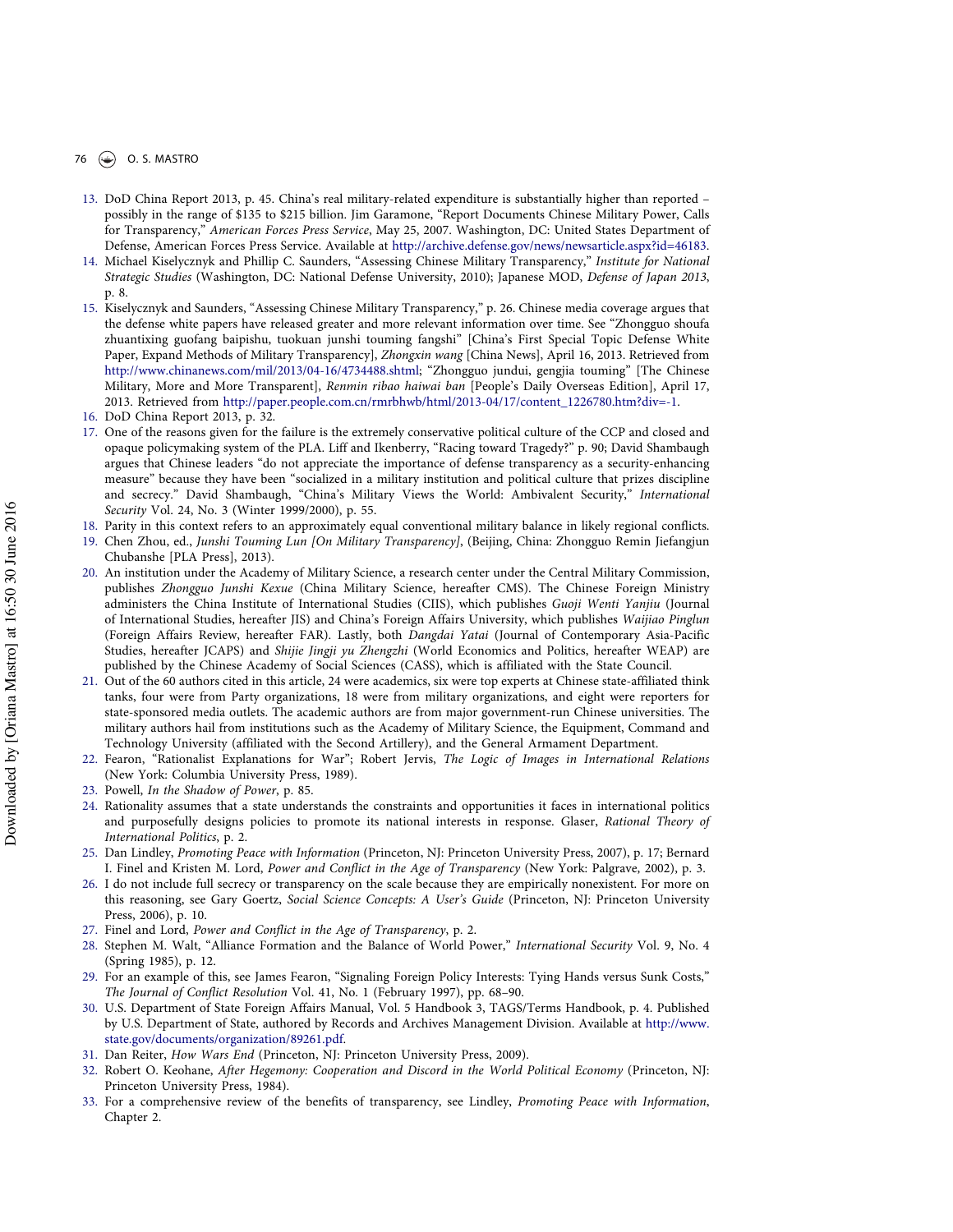13. DoD China Report 2013, p. 45. China's real military-related expenditure is substantially higher than reported – possibly in the range of $135 to $215 billion. Jim Garamone, "Report Documents Chinese Military Power, Calls for Transparency," *American Forces Press Service*, May 25, 2007. Washington, DC: United States Department of Defense, American Forces Press Service. Available at http://archive.defense.gov/news/newsarticle.aspx?id=46183.
14. Michael Kiselycznyk and Phillip C. Saunders, "Assessing Chinese Military Transparency," *Institute for National Strategic Studies* (Washington, DC: National Defense University, 2010); Japanese MOD, *Defense of Japan 2013*, p. 8.
15. Kiselycznyk and Saunders, "Assessing Chinese Military Transparency," p. 26. Chinese media coverage argues that the defense white papers have released greater and more relevant information over time. See "Zhongguo shoufa zhuantixing guofang baipishu, tuokuan junshi touming fangshi" [China's First Special Topic Defense White Paper, Expand Methods of Military Transparency], *Zhongxin wang* [China News], April 16, 2013. Retrieved from http://www.chinanews.com/mil/2013/04-16/4734488.shtml; "Zhongguo jundui, gengjia touming" [The Chinese Military, More and More Transparent], *Renmin ribao haiwai ban* [People's Daily Overseas Edition], April 17, 2013. Retrieved from http://paper.people.com.cn/rmrbhwb/html/2013-04/17/content_1226780.htm?div=-1.
16. DoD China Report 2013, p. 32.
17. One of the reasons given for the failure is the extremely conservative political culture of the CCP and closed and opaque policymaking system of the PLA. Liff and Ikenberry, "Racing toward Tragedy?" p. 90; David Shambaugh argues that Chinese leaders "do not appreciate the importance of defense transparency as a security-enhancing measure" because they have been "socialized in a military institution and political culture that prizes discipline and secrecy." David Shambaugh, "China's Military Views the World: Ambivalent Security," *International Security* Vol. 24, No. 3 (Winter 1999/2000), p. 55.
18. Parity in this context refers to an approximately equal conventional military balance in likely regional conflicts.
19. Chen Zhou, ed., *Junshi Touming Lun [On Military Transparency]*, (Beijing, China: Zhongguo Remin Jiefangjun Chubanshe [PLA Press], 2013).
20. An institution under the Academy of Military Science, a research center under the Central Military Commission, publishes *Zhongguo Junshi Kexue* (China Military Science, hereafter CMS). The Chinese Foreign Ministry administers the China Institute of International Studies (CIIS), which publishes *Guoji Wenti Yanjiu* (Journal of International Studies, hereafter JIS) and China's Foreign Affairs University, which publishes *Waijiao Pinglun* (Foreign Affairs Review, hereafter FAR). Lastly, both *Dangdai Yatai* (Journal of Contemporary Asia-Pacific Studies, hereafter JCAPS) and *Shijie Jingji yu Zhengzhi* (World Economics and Politics, hereafter WEAP) are published by the Chinese Academy of Social Sciences (CASS), which is affiliated with the State Council.
21. Out of the 60 authors cited in this article, 24 were academics, six were top experts at Chinese state-affiliated think tanks, four were from Party organizations, 18 were from military organizations, and eight were reporters for state-sponsored media outlets. The academic authors are from major government-run Chinese universities. The military authors hail from institutions such as the Academy of Military Science, the Equipment, Command and Technology University (affiliated with the Second Artillery), and the General Armament Department.
22. Fearon, "Rationalist Explanations for War"; Robert Jervis, *The Logic of Images in International Relations* (New York: Columbia University Press, 1989).
23. Powell, *In the Shadow of Power*, p. 85.
24. Rationality assumes that a state understands the constraints and opportunities it faces in international politics and purposefully designs policies to promote its national interests in response. Glaser, *Rational Theory of International Politics*, p. 2.
25. Dan Lindley, *Promoting Peace with Information* (Princeton, NJ: Princeton University Press, 2007), p. 17; Bernard I. Finel and Kristen M. Lord, *Power and Conflict in the Age of Transparency* (New York: Palgrave, 2002), p. 3.
26. I do not include full secrecy or transparency on the scale because they are empirically nonexistent. For more on this reasoning, see Gary Goertz, *Social Science Concepts: A User's Guide* (Princeton, NJ: Princeton University Press, 2006), p. 10.
27. Finel and Lord, *Power and Conflict in the Age of Transparency*, p. 2.
28. Stephen M. Walt, "Alliance Formation and the Balance of World Power," *International Security* Vol. 9, No. 4 (Spring 1985), p. 12.
29. For an example of this, see James Fearon, "Signaling Foreign Policy Interests: Tying Hands versus Sunk Costs," *The Journal of Conflict Resolution* Vol. 41, No. 1 (February 1997), pp. 68–90.
30. U.S. Department of State Foreign Affairs Manual, Vol. 5 Handbook 3, TAGS/Terms Handbook, p. 4. Published by U.S. Department of State, authored by Records and Archives Management Division. Available at http://www.state.gov/documents/organization/89261.pdf.
31. Dan Reiter, *How Wars End* (Princeton, NJ: Princeton University Press, 2009).
32. Robert O. Keohane, *After Hegemony: Cooperation and Discord in the World Political Economy* (Princeton, NJ: Princeton University Press, 1984).
33. For a comprehensive review of the benefits of transparency, see Lindley, *Promoting Peace with Information*, Chapter 2.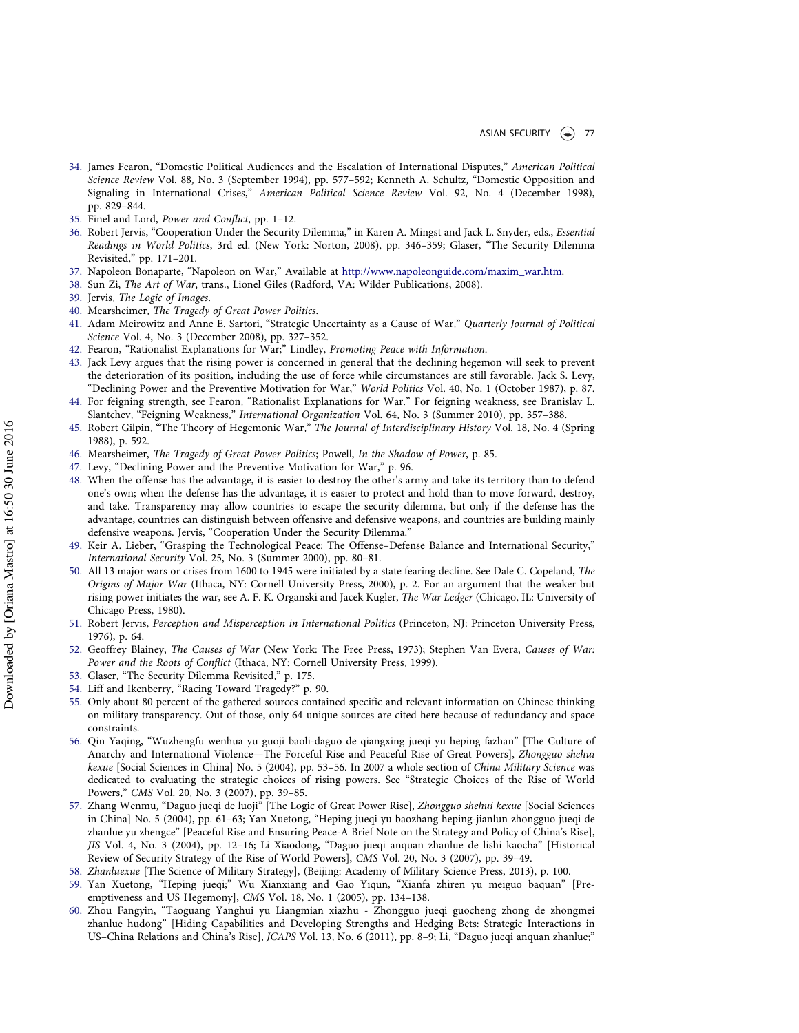34. James Fearon, "Domestic Political Audiences and the Escalation of International Disputes," *American Political Science Review* Vol. 88, No. 3 (September 1994), pp. 577–592; Kenneth A. Schultz, "Domestic Opposition and Signaling in International Crises," *American Political Science Review* Vol. 92, No. 4 (December 1998), pp. 829–844.
35. Finel and Lord, *Power and Conflict*, pp. 1–12.
36. Robert Jervis, "Cooperation Under the Security Dilemma," in Karen A. Mingst and Jack L. Snyder, eds., *Essential Readings in World Politics*, 3rd ed. (New York: Norton, 2008), pp. 346–359; Glaser, "The Security Dilemma Revisited," pp. 171–201.
37. Napoleon Bonaparte, "Napoleon on War," Available at http://www.napoleonguide.com/maxim_war.htm.
38. Sun Zi, *The Art of War*, trans., Lionel Giles (Radford, VA: Wilder Publications, 2008).
39. Jervis, *The Logic of Images*.
40. Mearsheimer, *The Tragedy of Great Power Politics*.
41. Adam Meirowitz and Anne E. Sartori, "Strategic Uncertainty as a Cause of War," *Quarterly Journal of Political Science* Vol. 4, No. 3 (December 2008), pp. 327–352.
42. Fearon, "Rationalist Explanations for War;" Lindley, *Promoting Peace with Information*.
43. Jack Levy argues that the rising power is concerned in general that the declining hegemon will seek to prevent the deterioration of its position, including the use of force while circumstances are still favorable. Jack S. Levy, "Declining Power and the Preventive Motivation for War," *World Politics* Vol. 40, No. 1 (October 1987), p. 87.
44. For feigning strength, see Fearon, "Rationalist Explanations for War." For feigning weakness, see Branislav L. Slantchev, "Feigning Weakness," *International Organization* Vol. 64, No. 3 (Summer 2010), pp. 357–388.
45. Robert Gilpin, "The Theory of Hegemonic War," *The Journal of Interdisciplinary History* Vol. 18, No. 4 (Spring 1988), p. 592.
46. Mearsheimer, *The Tragedy of Great Power Politics*; Powell, *In the Shadow of Power*, p. 85.
47. Levy, "Declining Power and the Preventive Motivation for War," p. 96.
48. When the offense has the advantage, it is easier to destroy the other's army and take its territory than to defend one's own; when the defense has the advantage, it is easier to protect and hold than to move forward, destroy, and take. Transparency may allow countries to escape the security dilemma, but only if the defense has the advantage, countries can distinguish between offensive and defensive weapons, and countries are building mainly defensive weapons. Jervis, "Cooperation Under the Security Dilemma."
49. Keir A. Lieber, "Grasping the Technological Peace: The Offense–Defense Balance and International Security," *International Security* Vol. 25, No. 3 (Summer 2000), pp. 80–81.
50. All 13 major wars or crises from 1600 to 1945 were initiated by a state fearing decline. See Dale C. Copeland, *The Origins of Major War* (Ithaca, NY: Cornell University Press, 2000), p. 2. For an argument that the weaker but rising power initiates the war, see A. F. K. Organski and Jacek Kugler, *The War Ledger* (Chicago, IL: University of Chicago Press, 1980).
51. Robert Jervis, *Perception and Misperception in International Politics* (Princeton, NJ: Princeton University Press, 1976), p. 64.
52. Geoffrey Blainey, *The Causes of War* (New York: The Free Press, 1973); Stephen Van Evera, *Causes of War: Power and the Roots of Conflict* (Ithaca, NY: Cornell University Press, 1999).
53. Glaser, "The Security Dilemma Revisited," p. 175.
54. Liff and Ikenberry, "Racing Toward Tragedy?" p. 90.
55. Only about 80 percent of the gathered sources contained specific and relevant information on Chinese thinking on military transparency. Out of those, only 64 unique sources are cited here because of redundancy and space constraints.
56. Qin Yaqing, "Wuzhengfu wenhua yu guoji baoli-daguo de qiangxing jueqi yu heping fazhan" [The Culture of Anarchy and International Violence—The Forceful Rise and Peaceful Rise of Great Powers], *Zhongguo shehui kexue* [Social Sciences in China] No. 5 (2004), pp. 53–56. In 2007 a whole section of *China Military Science* was dedicated to evaluating the strategic choices of rising powers. See "Strategic Choices of the Rise of World Powers," *CMS* Vol. 20, No. 3 (2007), pp. 39–85.
57. Zhang Wenmu, "Daguo jueqi de luoji" [The Logic of Great Power Rise], *Zhongguo shehui kexue* [Social Sciences in China] No. 5 (2004), pp. 61–63; Yan Xuetong, "Heping jueqi yu baozhang heping-jianlun zhongguo jueqi de zhanlue yu zhengce" [Peaceful Rise and Ensuring Peace-A Brief Note on the Strategy and Policy of China's Rise], *JIS* Vol. 4, No. 3 (2004), pp. 12–16; Li Xiaodong, "Daguo jueqi anquan zhanlue de lishi kaocha" [Historical Review of Security Strategy of the Rise of World Powers], *CMS* Vol. 20, No. 3 (2007), pp. 39–49.
58. *Zhanluexue* [The Science of Military Strategy], (Beijing: Academy of Military Science Press, 2013), p. 100.
59. Yan Xuetong, "Heping jueqi;" Wu Xianxiang and Gao Yiqun, "Xianfa zhiren yu meiguo baquan" [Pre-emptiveness and US Hegemony], *CMS* Vol. 18, No. 1 (2005), pp. 134–138.
60. Zhou Fangyin, "Taoguang Yanghui yu Liangmian xiazhu - Zhongguo jueqi guocheng zhong de zhongmei zhanlue hudong" [Hiding Capabilities and Developing Strengths and Hedging Bets: Strategic Interactions in US–China Relations and China's Rise], *JCAPS* Vol. 13, No. 6 (2011), pp. 8–9; Li, "Daguo jueqi anquan zhanlue;"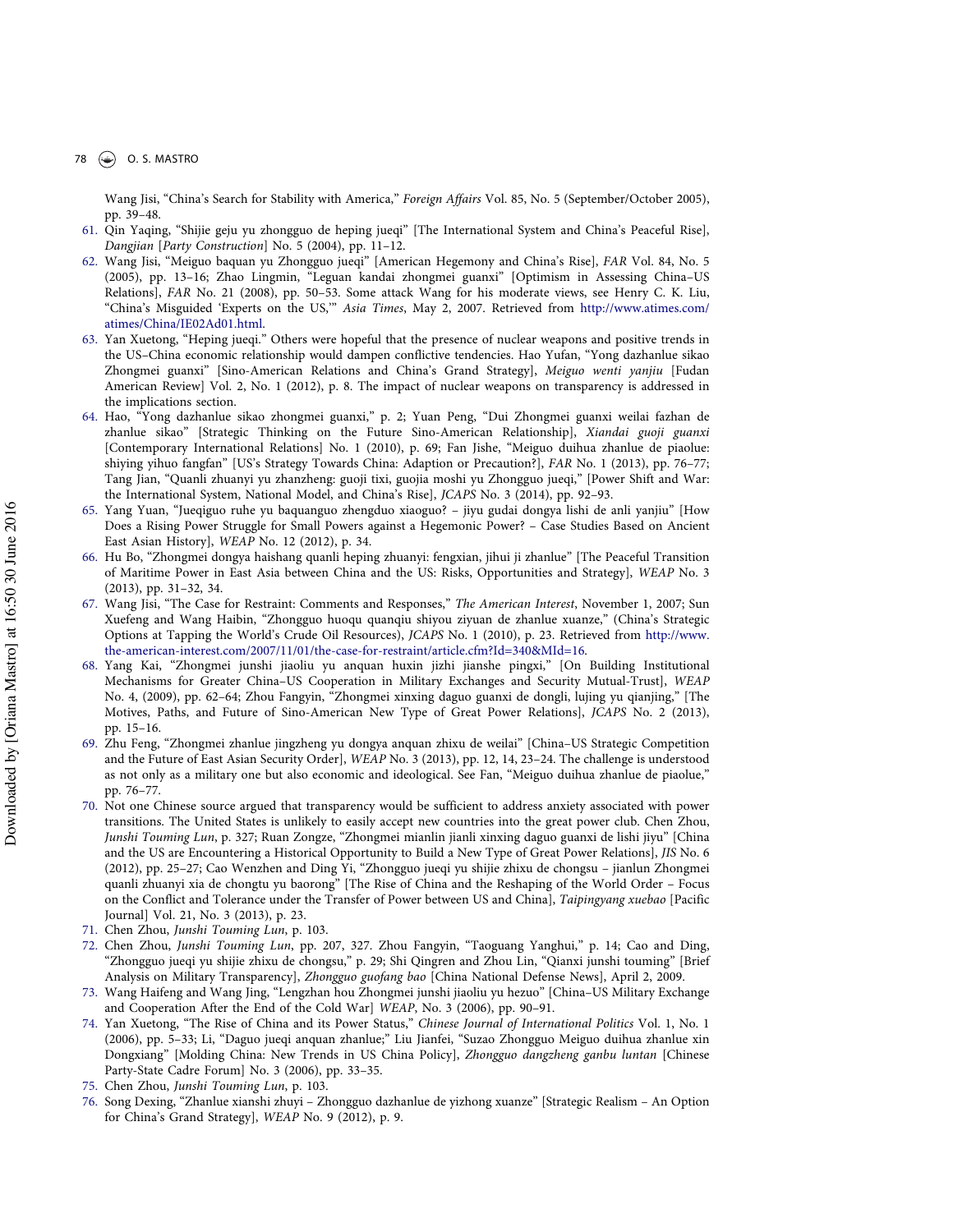Wang Jisi, "China's Search for Stability with America," *Foreign Affairs* Vol. 85, No. 5 (September/October 2005), pp. 39–48.

61. Qin Yaqing, "Shijie geju yu zhongguo de heping jueqi" [The International System and China's Peaceful Rise], *Dangjian* [*Party Construction*] No. 5 (2004), pp. 11–12.
62. Wang Jisi, "Meiguo baquan yu Zhongguo jueqi" [American Hegemony and China's Rise], *FAR* Vol. 84, No. 5 (2005), pp. 13–16; Zhao Lingmin, "Leguan kandai zhongmei guanxi" [Optimism in Assessing China–US Relations], *FAR* No. 21 (2008), pp. 50–53. Some attack Wang for his moderate views, see Henry C. K. Liu, "China's Misguided 'Experts on the US,'" *Asia Times*, May 2, 2007. Retrieved from http://www.atimes.com/atimes/China/IE02Ad01.html.
63. Yan Xuetong, "Heping jueqi." Others were hopeful that the presence of nuclear weapons and positive trends in the US–China economic relationship would dampen conflictive tendencies. Hao Yufan, "Yong dazhanlue sikao Zhongmei guanxi" [Sino-American Relations and China's Grand Strategy], *Meiguo wenti yanjiu* [Fudan American Review] Vol. 2, No. 1 (2012), p. 8. The impact of nuclear weapons on transparency is addressed in the implications section.
64. Hao, "Yong dazhanlue sikao zhongmei guanxi," p. 2; Yuan Peng, "Dui Zhongmei guanxi weilai fazhan de zhanlue sikao" [Strategic Thinking on the Future Sino-American Relationship], *Xiandai guoji guanxi* [Contemporary International Relations] No. 1 (2010), p. 69; Fan Jishe, "Meiguo duihua zhanlue de piaolue: shiying yihuo fangfan" [US's Strategy Towards China: Adaption or Precaution?], *FAR* No. 1 (2013), pp. 76–77; Tang Jian, "Quanli zhuanyi yu zhanzheng: guoji tixi, guojia moshi yu Zhongguo jueqi," [Power Shift and War: the International System, National Model, and China's Rise], *JCAPS* No. 3 (2014), pp. 92–93.
65. Yang Yuan, "Jueqiguo ruhe yu baquanguo zhengduo xiaoguo? – jiyu gudai dongya lishi de anli yanjiu" [How Does a Rising Power Struggle for Small Powers against a Hegemonic Power? – Case Studies Based on Ancient East Asian History], *WEAP* No. 12 (2012), p. 34.
66. Hu Bo, "Zhongmei dongya haishang quanli heping zhuanyi: fengxian, jihui ji zhanlue" [The Peaceful Transition of Maritime Power in East Asia between China and the US: Risks, Opportunities and Strategy], *WEAP* No. 3 (2013), pp. 31–32, 34.
67. Wang Jisi, "The Case for Restraint: Comments and Responses," *The American Interest*, November 1, 2007; Sun Xuefeng and Wang Haibin, "Zhongguo huoqu quanqiu shiyou ziyuan de zhanlue xuanze," (China's Strategic Options at Tapping the World's Crude Oil Resources), *JCAPS* No. 1 (2010), p. 23. Retrieved from http://www.the-american-interest.com/2007/11/01/the-case-for-restraint/article.cfm?Id=340&MId=16.
68. Yang Kai, "Zhongmei junshi jiaoliu yu anquan huxin jizhi jianshe pingxi," [On Building Institutional Mechanisms for Greater China–US Cooperation in Military Exchanges and Security Mutual-Trust], *WEAP* No. 4, (2009), pp. 62–64; Zhou Fangyin, "Zhongmei xinxing daguo guanxi de dongli, lujing yu qianjing," [The Motives, Paths, and Future of Sino-American New Type of Great Power Relations], *JCAPS* No. 2 (2013), pp. 15–16.
69. Zhu Feng, "Zhongmei zhanlue jingzheng yu dongya anquan zhixu de weilai" [China–US Strategic Competition and the Future of East Asian Security Order], *WEAP* No. 3 (2013), pp. 12, 14, 23–24. The challenge is understood as not only as a military one but also economic and ideological. See Fan, "Meiguo duihua zhanlue de piaolue," pp. 76–77.
70. Not one Chinese source argued that transparency would be sufficient to address anxiety associated with power transitions. The United States is unlikely to easily accept new countries into the great power club. Chen Zhou, *Junshi Touming Lun*, p. 327; Ruan Zongze, "Zhongmei mianlin jianli xinxing daguo guanxi de lishi jiyu" [China and the US are Encountering a Historical Opportunity to Build a New Type of Great Power Relations], *JIS* No. 6 (2012), pp. 25–27; Cao Wenzhen and Ding Yi, "Zhongguo jueqi yu shijie zhixu de chongsu – jianlun Zhongmei quanli zhuanyi xia de chongtu yu baorong" [The Rise of China and the Reshaping of the World Order – Focus on the Conflict and Tolerance under the Transfer of Power between US and China], *Taipingyang xuebao* [Pacific Journal] Vol. 21, No. 3 (2013), p. 23.
71. Chen Zhou, *Junshi Touming Lun*, p. 103.
72. Chen Zhou, *Junshi Touming Lun*, pp. 207, 327. Zhou Fangyin, "Taoguang Yanghui," p. 14; Cao and Ding, "Zhongguo jueqi yu shijie zhixu de chongsu," p. 29; Shi Qingren and Zhou Lin, "Qianxi junshi touming" [Brief Analysis on Military Transparency], *Zhongguo guofang bao* [China National Defense News], April 2, 2009.
73. Wang Haifeng and Wang Jing, "Lengzhan hou Zhongmei junshi jiaoliu yu hezuo" [China–US Military Exchange and Cooperation After the End of the Cold War] *WEAP*, No. 3 (2006), pp. 90–91.
74. Yan Xuetong, "The Rise of China and its Power Status," *Chinese Journal of International Politics* Vol. 1, No. 1 (2006), pp. 5–33; Li, "Daguo jueqi anquan zhanlue;" Liu Jianfei, "Suzao Zhongguo Meiguo duihua zhanlue xin Dongxiang" [Molding China: New Trends in US China Policy], *Zhongguo dangzheng ganbu luntan* [Chinese Party-State Cadre Forum] No. 3 (2006), pp. 33–35.
75. Chen Zhou, *Junshi Touming Lun*, p. 103.
76. Song Dexing, "Zhanlue xianshi zhuyi – Zhongguo dazhanlue de yizhong xuanze" [Strategic Realism – An Option for China's Grand Strategy], *WEAP* No. 9 (2012), p. 9.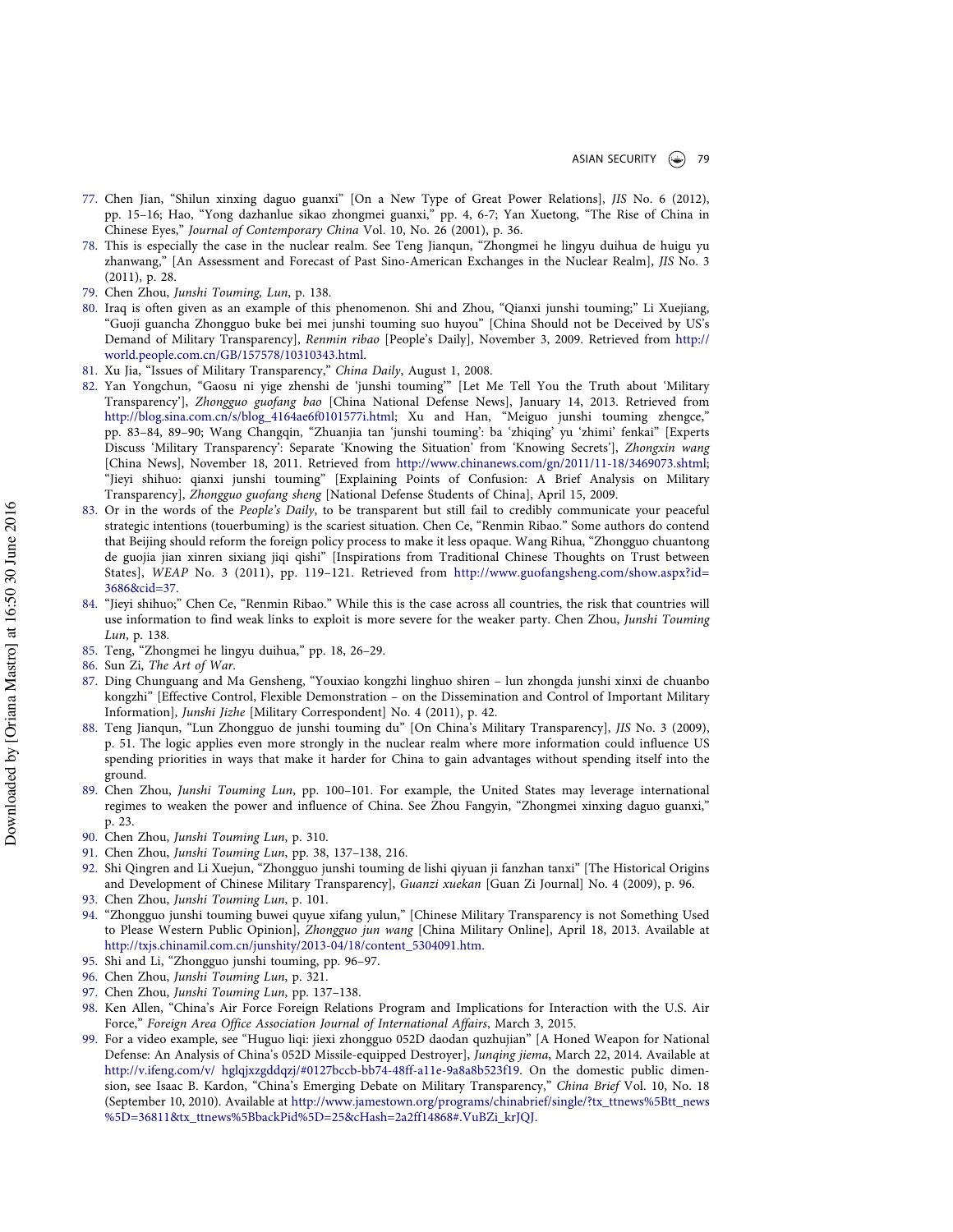77. Chen Jian, "Shilun xinxing daguo guanxi" [On a New Type of Great Power Relations], *JIS* No. 6 (2012), pp. 15–16; Hao, "Yong dazhanlue sikao zhongmei guanxi," pp. 4, 6-7; Yan Xuetong, "The Rise of China in Chinese Eyes," *Journal of Contemporary China* Vol. 10, No. 26 (2001), p. 36.
78. This is especially the case in the nuclear realm. See Teng Jianqun, "Zhongmei he lingyu duihua de huigu yu zhanwang," [An Assessment and Forecast of Past Sino-American Exchanges in the Nuclear Realm], *JIS* No. 3 (2011), p. 28.
79. Chen Zhou, *Junshi Touming, Lun*, p. 138.
80. Iraq is often given as an example of this phenomenon. Shi and Zhou, "Qianxi junshi touming;" Li Xuejiang, "Guoji guancha Zhongguo buke bei mei junshi touming suo huyou" [China Should not be Deceived by US's Demand of Military Transparency], *Renmin ribao* [People's Daily], November 3, 2009. Retrieved from http://world.people.com.cn/GB/157578/10310343.html.
81. Xu Jia, "Issues of Military Transparency," *China Daily*, August 1, 2008.
82. Yan Yongchun, "Gaosu ni yige zhenshi de 'junshi touming'" [Let Me Tell You the Truth about 'Military Transparency'], *Zhongguo guofang bao* [China National Defense News], January 14, 2013. Retrieved from http://blog.sina.com.cn/s/blog_4164ae6f0101577i.html; Xu and Han, "Meiguo junshi touming zhengce," pp. 83–84, 89–90; Wang Changqin, "Zhuanjia tan 'junshi touming': ba 'zhiqing' yu 'zhimi' fenkai" [Experts Discuss 'Military Transparency': Separate 'Knowing the Situation' from 'Knowing Secrets'], *Zhongxin wang* [China News], November 18, 2011. Retrieved from http://www.chinanews.com/gn/2011/11-18/3469073.shtml; "Jieyi shihuo: qianxi junshi touming" [Explaining Points of Confusion: A Brief Analysis on Military Transparency], *Zhongguo guofang sheng* [National Defense Students of China], April 15, 2009.
83. Or in the words of the *People's Daily*, to be transparent but still fail to credibly communicate your peaceful strategic intentions (touerbuming) is the scariest situation. Chen Ce, "Renmin Ribao." Some authors do contend that Beijing should reform the foreign policy process to make it less opaque. Wang Rihua, "Zhongguo chuantong de guojia jian xinren sixiang jiqi qishi" [Inspirations from Traditional Chinese Thoughts on Trust between States], *WEAP* No. 3 (2011), pp. 119–121. Retrieved from http://www.guofangsheng.com/show.aspx?id=3686&cid=37.
84. "Jieyi shihuo;" Chen Ce, "Renmin Ribao." While this is the case across all countries, the risk that countries will use information to find weak links to exploit is more severe for the weaker party. Chen Zhou, *Junshi Touming Lun*, p. 138.
85. Teng, "Zhongmei he lingyu duihua," pp. 18, 26–29.
86. Sun Zi, *The Art of War*.
87. Ding Chunguang and Ma Gensheng, "Youxiao kongzhi linghuo shiren – lun zhongda junshi xinxi de chuanbo kongzhi" [Effective Control, Flexible Demonstration – on the Dissemination and Control of Important Military Information], *Junshi Jizhe* [Military Correspondent] No. 4 (2011), p. 42.
88. Teng Jianqun, "Lun Zhongguo de junshi touming du" [On China's Military Transparency], *JIS* No. 3 (2009), p. 51. The logic applies even more strongly in the nuclear realm where more information could influence US spending priorities in ways that make it harder for China to gain advantages without spending itself into the ground.
89. Chen Zhou, *Junshi Touming Lun*, pp. 100–101. For example, the United States may leverage international regimes to weaken the power and influence of China. See Zhou Fangyin, "Zhongmei xinxing daguo guanxi," p. 23.
90. Chen Zhou, *Junshi Touming Lun*, p. 310.
91. Chen Zhou, *Junshi Touming Lun*, pp. 38, 137–138, 216.
92. Shi Qingren and Li Xuejun, "Zhongguo junshi touming de lishi qiyuan ji fanzhan tanxi" [The Historical Origins and Development of Chinese Military Transparency], *Guanzi xuekan* [Guan Zi Journal] No. 4 (2009), p. 96.
93. Chen Zhou, *Junshi Touming Lun*, p. 101.
94. "Zhongguo junshi touming buwei quyue xifang yulun," [Chinese Military Transparency is not Something Used to Please Western Public Opinion], *Zhongguo jun wang* [China Military Online], April 18, 2013. Available at http://txjs.chinamil.com.cn/junshity/2013-04/18/content_5304091.htm.
95. Shi and Li, "Zhongguo junshi touming, pp. 96–97.
96. Chen Zhou, *Junshi Touming Lun*, p. 321.
97. Chen Zhou, *Junshi Touming Lun*, pp. 137–138.
98. Ken Allen, "China's Air Force Foreign Relations Program and Implications for Interaction with the U.S. Air Force," *Foreign Area Office Association Journal of International Affairs*, March 3, 2015.
99. For a video example, see "Huguo liqi: jiexi zhongguo 052D daodan quzhujian" [A Honed Weapon for National Defense: An Analysis of China's 052D Missile-equipped Destroyer], *Junqing jiema*, March 22, 2014. Available at http://v.ifeng.com/v/ hglqjxzgddqzj/#0127bccb-bb74-48ff-a11e-9a8a8b523f19. On the domestic public dimension, see Isaac B. Kardon, "China's Emerging Debate on Military Transparency," *China Brief* Vol. 10, No. 18 (September 10, 2010). Available at http://www.jamestown.org/programs/chinabrief/single/?tx_ttnews%5Btt_news%5D=36811&tx_ttnews%5BbackPid%5D=25&cHash=2a2ff14868#.VuBZi_krJQJ.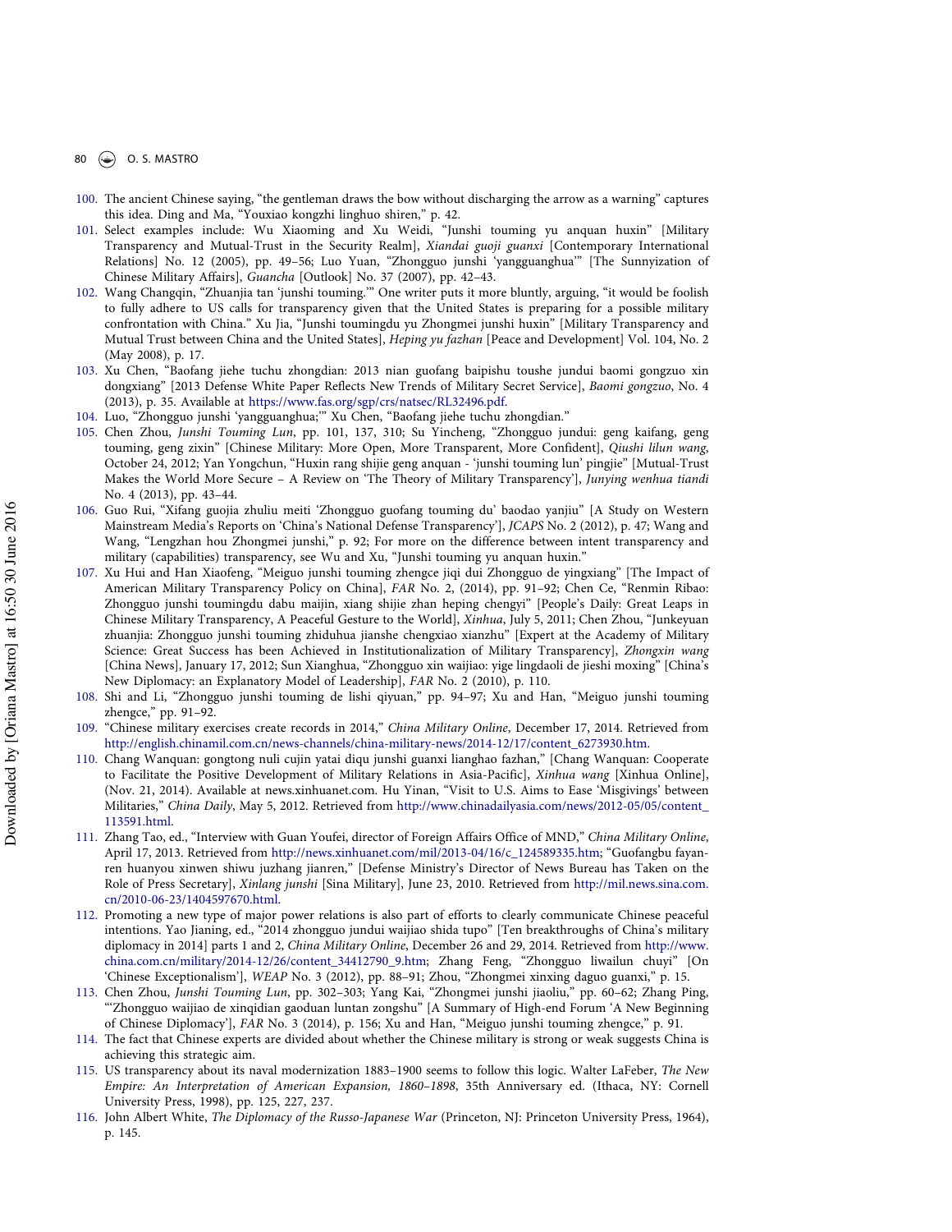100. The ancient Chinese saying, "the gentleman draws the bow without discharging the arrow as a warning" captures this idea. Ding and Ma, "Youxiao kongzhi linghuo shiren," p. 42.
101. Select examples include: Wu Xiaoming and Xu Weidi, "Junshi touming yu anquan huxin" [Military Transparency and Mutual-Trust in the Security Realm], *Xiandai guoji guanxi* [Contemporary International Relations] No. 12 (2005), pp. 49–56; Luo Yuan, "Zhongguo junshi 'yangguanghua'" [The Sunnyization of Chinese Military Affairs], *Guancha* [Outlook] No. 37 (2007), pp. 42–43.
102. Wang Changqin, "Zhuanjia tan 'junshi touming.'" One writer puts it more bluntly, arguing, "it would be foolish to fully adhere to US calls for transparency given that the United States is preparing for a possible military confrontation with China." Xu Jia, "Junshi toumingdu yu Zhongmei junshi huxin" [Military Transparency and Mutual Trust between China and the United States], *Heping yu fazhan* [Peace and Development] Vol. 104, No. 2 (May 2008), p. 17.
103. Xu Chen, "Baofang jiehe tuchu zhongdian: 2013 nian guofang baipishu toushe jundui baomi gongzuo xin dongxiang" [2013 Defense White Paper Reflects New Trends of Military Secret Service], *Baomi gongzuo*, No. 4 (2013), p. 35. Available at https://www.fas.org/sgp/crs/natsec/RL32496.pdf.
104. Luo, "Zhongguo junshi 'yangguanghua;'" Xu Chen, "Baofang jiehe tuchu zhongdian."
105. Chen Zhou, *Junshi Touming Lun*, pp. 101, 137, 310; Su Yincheng, "Zhongguo jundui: geng kaifang, geng touming, geng zixin" [Chinese Military: More Open, More Transparent, More Confident], *Qiushi lilun wang*, October 24, 2012; Yan Yongchun, "Huxin rang shijie geng anquan - 'junshi touming lun' pingjie" [Mutual-Trust Makes the World More Secure – A Review on 'The Theory of Military Transparency'], *Junying wenhua tiandi* No. 4 (2013), pp. 43–44.
106. Guo Rui, "Xifang guojia zhuliu meiti 'Zhongguo guofang touming du' baodao yanjiu" [A Study on Western Mainstream Media's Reports on 'China's National Defense Transparency'], *JCAPS* No. 2 (2012), p. 47; Wang and Wang, "Lengzhan hou Zhongmei junshi," p. 92; For more on the difference between intent transparency and military (capabilities) transparency, see Wu and Xu, "Junshi touming yu anquan huxin."
107. Xu Hui and Han Xiaofeng, "Meiguo junshi touming zhengce jiqi dui Zhongguo de yingxiang" [The Impact of American Military Transparency Policy on China], *FAR* No. 2, (2014), pp. 91–92; Chen Ce, "Renmin Ribao: Zhongguo junshi toumingdu dabu maijin, xiang shijie zhan heping chengyi" [People's Daily: Great Leaps in Chinese Military Transparency, A Peaceful Gesture to the World], *Xinhua*, July 5, 2011; Chen Zhou, "Junkeyuan zhuanjia: Zhongguo junshi touming zhiduhua jianshe chengxiao xianzhu" [Expert at the Academy of Military Science: Great Success has been Achieved in Institutionalization of Military Transparency], *Zhongxin wang* [China News], January 17, 2012; Sun Xianghua, "Zhongguo xin waijiao: yige lingdaoli de jieshi moxing" [China's New Diplomacy: an Explanatory Model of Leadership], *FAR* No. 2 (2010), p. 110.
108. Shi and Li, "Zhongguo junshi touming de lishi qiyuan," pp. 94–97; Xu and Han, "Meiguo junshi touming zhengce," pp. 91–92.
109. "Chinese military exercises create records in 2014," *China Military Online*, December 17, 2014. Retrieved from http://english.chinamil.com.cn/news-channels/china-military-news/2014-12/17/content_6273930.htm.
110. Chang Wanquan: gongtong nuli cujin yatai diqu junshi guanxi lianghao fazhan," [Chang Wanquan: Cooperate to Facilitate the Positive Development of Military Relations in Asia-Pacific], *Xinhua wang* [Xinhua Online], (Nov. 21, 2014). Available at news.xinhuanet.com. Hu Yinan, "Visit to U.S. Aims to Ease 'Misgivings' between Militaries," *China Daily*, May 5, 2012. Retrieved from http://www.chinadailyasia.com/news/2012-05/05/content_113591.html.
111. Zhang Tao, ed., "Interview with Guan Youfei, director of Foreign Affairs Office of MND," *China Military Online*, April 17, 2013. Retrieved from http://news.xinhuanet.com/mil/2013-04/16/c_124589335.htm; "Guofangbu fayanren huanyou xinwen shiwu juzhang jianren," [Defense Ministry's Director of News Bureau has Taken on the Role of Press Secretary], *Xinlang junshi* [Sina Military], June 23, 2010. Retrieved from http://mil.news.sina.com.cn/2010-06-23/1404597670.html.
112. Promoting a new type of major power relations is also part of efforts to clearly communicate Chinese peaceful intentions. Yao Jianing, ed., "2014 zhongguo jundui waijiao shida tupo" [Ten breakthroughs of China's military diplomacy in 2014] parts 1 and 2, *China Military Online*, December 26 and 29, 2014. Retrieved from http://www.china.com.cn/military/2014-12/26/content_34412790_9.htm; Zhang Feng, "Zhongguo liwailun chuyi" [On 'Chinese Exceptionalism'], *WEAP* No. 3 (2012), pp. 88–91; Zhou, "Zhongmei xinxing daguo guanxi," p. 15.
113. Chen Zhou, *Junshi Touming Lun*, pp. 302–303; Yang Kai, "Zhongmei junshi jiaoliu," pp. 60–62; Zhang Ping, "'Zhongguo waijiao de xinqidian gaoduan luntan zongshu" [A Summary of High-end Forum 'A New Beginning of Chinese Diplomacy'], *FAR* No. 3 (2014), p. 156; Xu and Han, "Meiguo junshi touming zhengce," p. 91.
114. The fact that Chinese experts are divided about whether the Chinese military is strong or weak suggests China is achieving this strategic aim.
115. US transparency about its naval modernization 1883–1900 seems to follow this logic. Walter LaFeber, *The New Empire: An Interpretation of American Expansion, 1860–1898*, 35th Anniversary ed. (Ithaca, NY: Cornell University Press, 1998), pp. 125, 227, 237.
116. John Albert White, *The Diplomacy of the Russo-Japanese War* (Princeton, NJ: Princeton University Press, 1964), p. 145.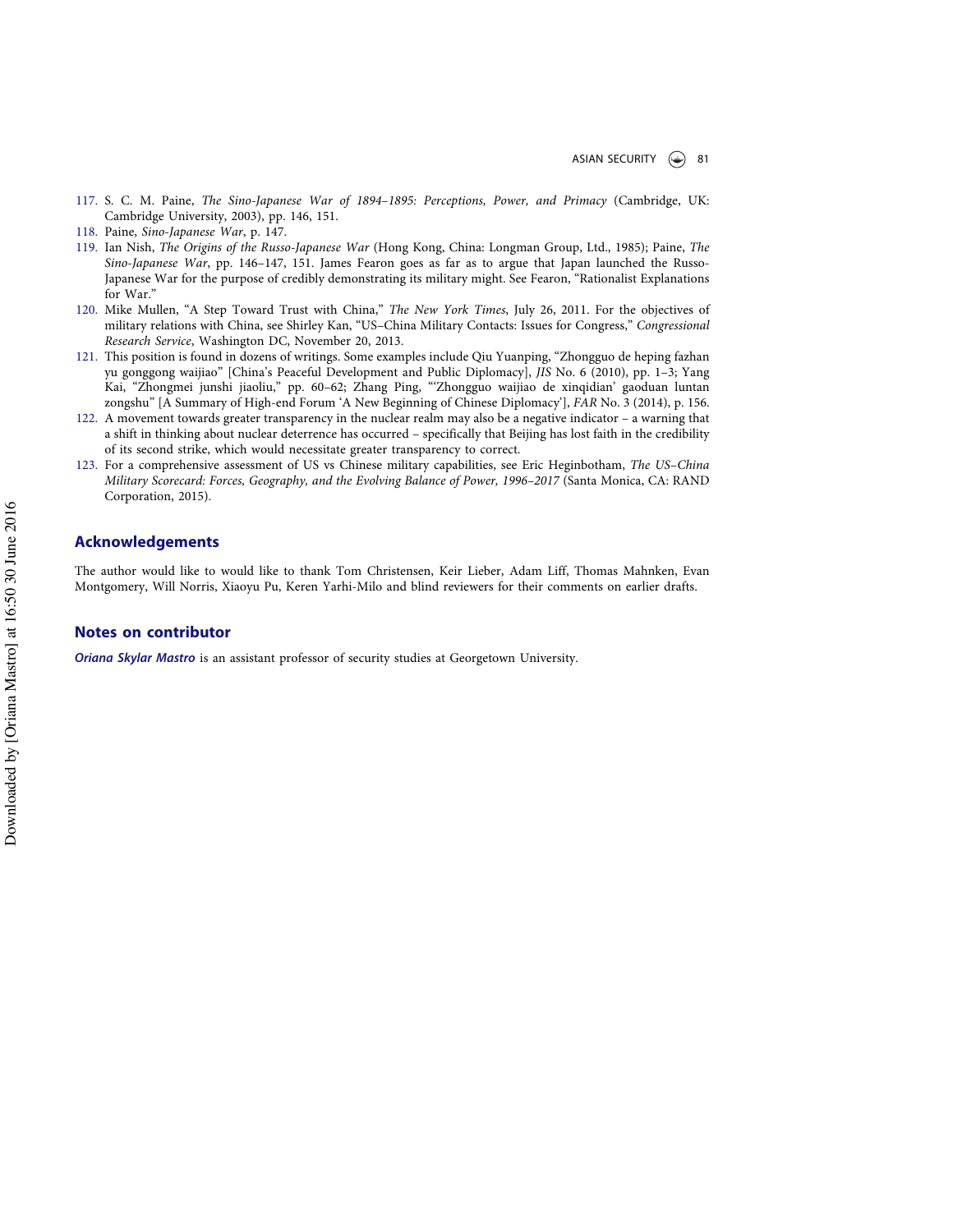117. S. C. M. Paine, *The Sino-Japanese War of 1894–1895: Perceptions, Power, and Primacy* (Cambridge, UK: Cambridge University, 2003), pp. 146, 151.
118. Paine, *Sino-Japanese War*, p. 147.
119. Ian Nish, *The Origins of the Russo-Japanese War* (Hong Kong, China: Longman Group, Ltd., 1985); Paine, *The Sino-Japanese War*, pp. 146–147, 151. James Fearon goes as far as to argue that Japan launched the Russo-Japanese War for the purpose of credibly demonstrating its military might. See Fearon, "Rationalist Explanations for War."
120. Mike Mullen, "A Step Toward Trust with China," *The New York Times*, July 26, 2011. For the objectives of military relations with China, see Shirley Kan, "US–China Military Contacts: Issues for Congress," *Congressional Research Service*, Washington DC, November 20, 2013.
121. This position is found in dozens of writings. Some examples include Qiu Yuanping, "Zhongguo de heping fazhan yu gonggong waijiao" [China's Peaceful Development and Public Diplomacy], *JIS* No. 6 (2010), pp. 1–3; Yang Kai, "Zhongmei junshi jiaoliu," pp. 60–62; Zhang Ping, "'Zhongguo waijiao de xinqidian' gaoduan luntan zongshu" [A Summary of High-end Forum 'A New Beginning of Chinese Diplomacy'], *FAR* No. 3 (2014), p. 156.
122. A movement towards greater transparency in the nuclear realm may also be a negative indicator – a warning that a shift in thinking about nuclear deterrence has occurred – specifically that Beijing has lost faith in the credibility of its second strike, which would necessitate greater transparency to correct.
123. For a comprehensive assessment of US vs Chinese military capabilities, see Eric Heginbotham, *The US–China Military Scorecard: Forces, Geography, and the Evolving Balance of Power, 1996–2017* (Santa Monica, CA: RAND Corporation, 2015).

## Acknowledgements

The author would like to would like to thank Tom Christensen, Keir Lieber, Adam Liff, Thomas Mahnken, Evan Montgomery, Will Norris, Xiaoyu Pu, Keren Yarhi-Milo and blind reviewers for their comments on earlier drafts.

## Notes on contributor

***Oriana Skylar Mastro*** is an assistant professor of security studies at Georgetown University.